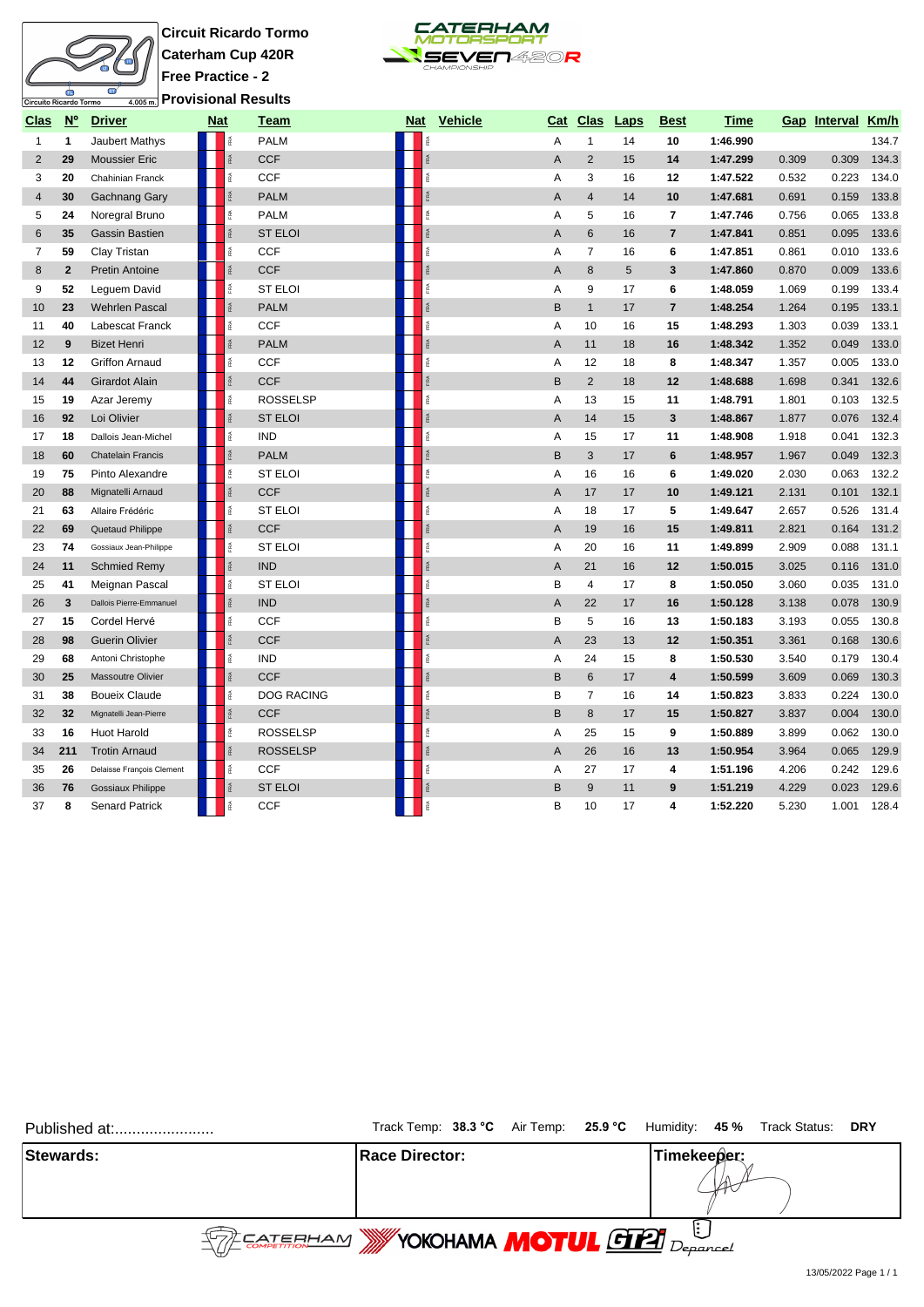**Circuit Ricardo Tormo**

**Caterham Cup 420R**

**Free Practice - 2**

**Provisional Results**

| Clas | Nº | Driver | Nat | Team | Nat | Vehicle | Cat | Clas | Laps | Best | Time | Gap | Interval | Km/h |
|---|---|---|---|---|---|---|---|---|---|---|---|---|---|---|
| 1 | 1 | Jaubert Mathys | FRA | PALM | FRA | | A | 1 | 14 | 10 | 1:46.990 | | | 134.7 |
| 2 | 29 | Moussier Eric | FRA | CCF | FRA | | A | 2 | 15 | 14 | 1:47.299 | 0.309 | 0.309 | 134.3 |
| 3 | 20 | Chahinian Franck | FRA | CCF | FRA | | A | 3 | 16 | 12 | 1:47.522 | 0.532 | 0.223 | 134.0 |
| 4 | 30 | Gachnang Gary | FRA | PALM | FRA | | A | 4 | 14 | 10 | 1:47.681 | 0.691 | 0.159 | 133.8 |
| 5 | 24 | Noregral Bruno | FRA | PALM | FRA | | A | 5 | 16 | 7 | 1:47.746 | 0.756 | 0.065 | 133.8 |
| 6 | 35 | Gassin Bastien | FRA | ST ELOI | FRA | | A | 6 | 16 | 7 | 1:47.841 | 0.851 | 0.095 | 133.6 |
| 7 | 59 | Clay Tristan | FRA | CCF | FRA | | A | 7 | 16 | 6 | 1:47.851 | 0.861 | 0.010 | 133.6 |
| 8 | 2 | Pretin Antoine | FRA | CCF | FRA | | A | 8 | 5 | 3 | 1:47.860 | 0.870 | 0.009 | 133.6 |
| 9 | 52 | Leguem David | FRA | ST ELOI | FRA | | A | 9 | 17 | 6 | 1:48.059 | 1.069 | 0.199 | 133.4 |
| 10 | 23 | Wehrlen Pascal | FRA | PALM | FRA | | B | 1 | 17 | 7 | 1:48.254 | 1.264 | 0.195 | 133.1 |
| 11 | 40 | Labescat Franck | FRA | CCF | FRA | | A | 10 | 16 | 15 | 1:48.293 | 1.303 | 0.039 | 133.1 |
| 12 | 9 | Bizet Henri | FRA | PALM | FRA | | A | 11 | 18 | 16 | 1:48.342 | 1.352 | 0.049 | 133.0 |
| 13 | 12 | Griffon Arnaud | FRA | CCF | FRA | | A | 12 | 18 | 8 | 1:48.347 | 1.357 | 0.005 | 133.0 |
| 14 | 44 | Girardot Alain | FRA | CCF | FRA | | B | 2 | 18 | 12 | 1:48.688 | 1.698 | 0.341 | 132.6 |
| 15 | 19 | Azar Jeremy | FRA | ROSSELSP | FRA | | A | 13 | 15 | 11 | 1:48.791 | 1.801 | 0.103 | 132.5 |
| 16 | 92 | Loi Olivier | FRA | ST ELOI | FRA | | A | 14 | 15 | 3 | 1:48.867 | 1.877 | 0.076 | 132.4 |
| 17 | 18 | Dallois Jean-Michel | FRA | IND | FRA | | A | 15 | 17 | 11 | 1:48.908 | 1.918 | 0.041 | 132.3 |
| 18 | 60 | Chatelain Francis | FRA | PALM | FRA | | B | 3 | 17 | 6 | 1:48.957 | 1.967 | 0.049 | 132.3 |
| 19 | 75 | Pinto Alexandre | FRA | ST ELOI | FRA | | A | 16 | 16 | 6 | 1:49.020 | 2.030 | 0.063 | 132.2 |
| 20 | 88 | Mignatelli Arnaud | FRA | CCF | FRA | | A | 17 | 17 | 10 | 1:49.121 | 2.131 | 0.101 | 132.1 |
| 21 | 63 | Allaire Frédéric | FRA | ST ELOI | FRA | | A | 18 | 17 | 5 | 1:49.647 | 2.657 | 0.526 | 131.4 |
| 22 | 69 | Quetaud Philippe | FRA | CCF | FRA | | A | 19 | 16 | 15 | 1:49.811 | 2.821 | 0.164 | 131.2 |
| 23 | 74 | Gossiaux Jean-Philippe | FRA | ST ELOI | FRA | | A | 20 | 16 | 11 | 1:49.899 | 2.909 | 0.088 | 131.1 |
| 24 | 11 | Schmied Remy | FRA | IND | FRA | | A | 21 | 16 | 12 | 1:50.015 | 3.025 | 0.116 | 131.0 |
| 25 | 41 | Meignan Pascal | FRA | ST ELOI | FRA | | B | 4 | 17 | 8 | 1:50.050 | 3.060 | 0.035 | 131.0 |
| 26 | 3 | Dallois Pierre-Emmanuel | FRA | IND | FRA | | A | 22 | 17 | 16 | 1:50.128 | 3.138 | 0.078 | 130.9 |
| 27 | 15 | Cordel Hervé | FRA | CCF | FRA | | B | 5 | 16 | 13 | 1:50.183 | 3.193 | 0.055 | 130.8 |
| 28 | 98 | Guerin Olivier | FRA | CCF | FRA | | A | 23 | 13 | 12 | 1:50.351 | 3.361 | 0.168 | 130.6 |
| 29 | 68 | Antoni Christophe | FRA | IND | FRA | | A | 24 | 15 | 8 | 1:50.530 | 3.540 | 0.179 | 130.4 |
| 30 | 25 | Massoutre Olivier | FRA | CCF | FRA | | B | 6 | 17 | 4 | 1:50.599 | 3.609 | 0.069 | 130.3 |
| 31 | 38 | Boueix Claude | FRA | DOG RACING | FRA | | B | 7 | 16 | 14 | 1:50.823 | 3.833 | 0.224 | 130.0 |
| 32 | 32 | Mignatelli Jean-Pierre | FRA | CCF | FRA | | B | 8 | 17 | 15 | 1:50.827 | 3.837 | 0.004 | 130.0 |
| 33 | 16 | Huot Harold | FRA | ROSSELSP | FRA | | A | 25 | 15 | 9 | 1:50.889 | 3.899 | 0.062 | 130.0 |
| 34 | 211 | Trotin Arnaud | FRA | ROSSELSP | FRA | | A | 26 | 16 | 13 | 1:50.954 | 3.964 | 0.065 | 129.9 |
| 35 | 26 | Delaisse François Clement | FRA | CCF | FRA | | A | 27 | 17 | 4 | 1:51.196 | 4.206 | 0.242 | 129.6 |
| 36 | 76 | Gossiaux Philippe | FRA | ST ELOI | FRA | | B | 9 | 11 | 9 | 1:51.219 | 4.229 | 0.023 | 129.6 |
| 37 | 8 | Senard Patrick | FRA | CCF | FRA | | B | 10 | 17 | 4 | 1:52.220 | 5.230 | 1.001 | 128.4 |

Published at:.......................

Track Temp: **38.3 °C** Air Temp: **25.9 °C** Humidity: **45 %** Track Status: **DRY**

| Stewards: | Race Director: | Timekeeper: |
|---|---|---|
| | | |

13/05/2022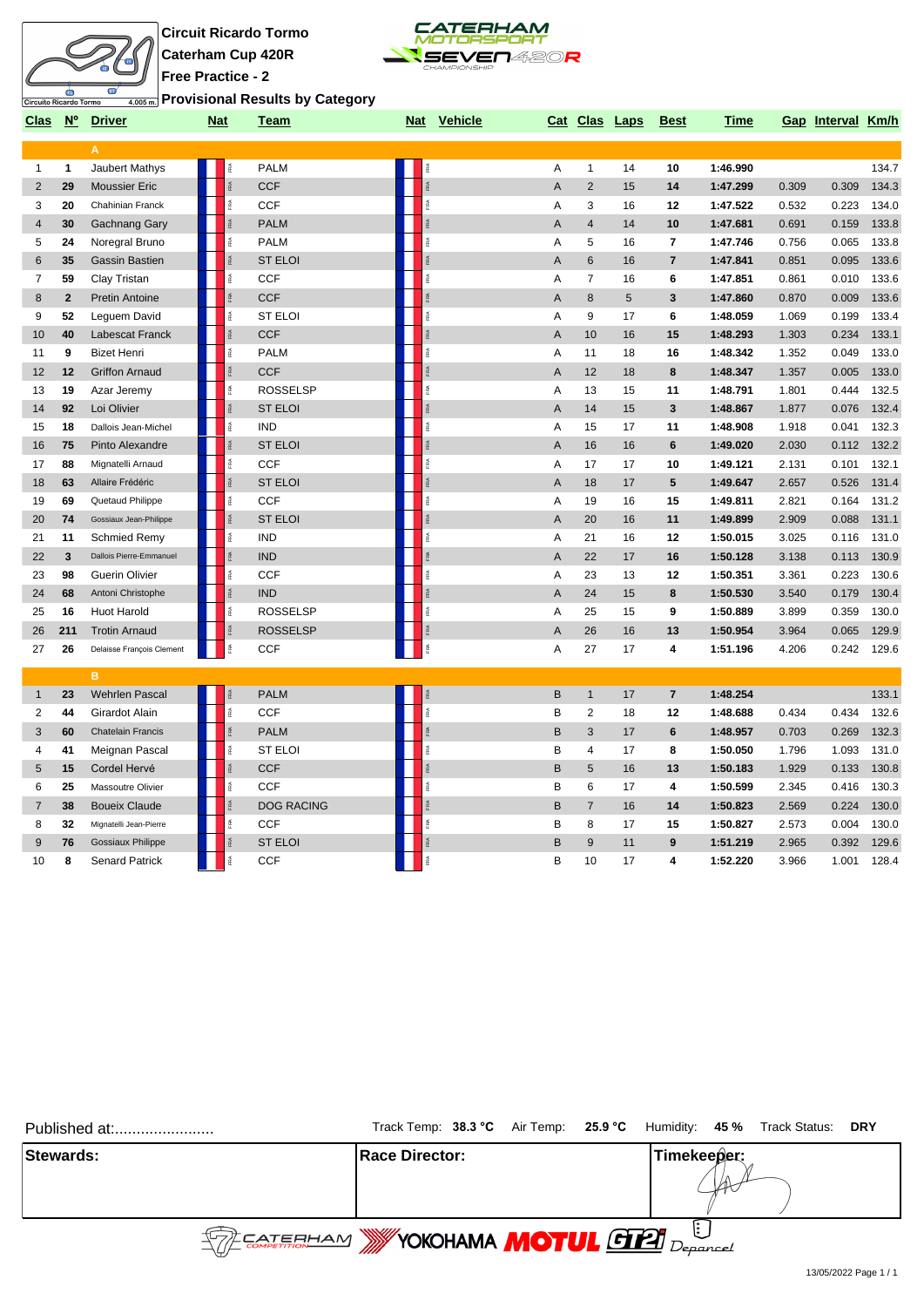**Circuit Ricardo Tormo**

**Caterham Cup 420R**

**Free Practice - 2**

**Provisional Results by Category**

| Clas | Nº | Driver | Nat | Team | Nat | Vehicle | Cat | Clas | Laps | Best | Time | Gap | Interval | Km/h |
|---|---|---|---|---|---|---|---|---|---|---|---|---|---|---|
| | | **A** | | | | | | | | | | | | |
| 1 | 1 | Jaubert Mathys | FRA | PALM | FRA | | A | 1 | 14 | 10 | 1:46.990 | | | 134.7 |
| 2 | 29 | Moussier Eric | FRA | CCF | FRA | | A | 2 | 15 | 14 | 1:47.299 | 0.309 | 0.309 | 134.3 |
| 3 | 20 | Chahinian Franck | FRA | CCF | FRA | | A | 3 | 16 | 12 | 1:47.522 | 0.532 | 0.223 | 134.0 |
| 4 | 30 | Gachnang Gary | FRA | PALM | FRA | | A | 4 | 14 | 10 | 1:47.681 | 0.691 | 0.159 | 133.8 |
| 5 | 24 | Noregral Bruno | FRA | PALM | FRA | | A | 5 | 16 | 7 | 1:47.746 | 0.756 | 0.065 | 133.8 |
| 6 | 35 | Gassin Bastien | FRA | ST ELOI | FRA | | A | 6 | 16 | 7 | 1:47.841 | 0.851 | 0.095 | 133.6 |
| 7 | 59 | Clay Tristan | FRA | CCF | FRA | | A | 7 | 16 | 6 | 1:47.851 | 0.861 | 0.010 | 133.6 |
| 8 | 2 | Pretin Antoine | FRA | CCF | FRA | | A | 8 | 5 | 3 | 1:47.860 | 0.870 | 0.009 | 133.6 |
| 9 | 52 | Leguem David | FRA | ST ELOI | FRA | | A | 9 | 17 | 6 | 1:48.059 | 1.069 | 0.199 | 133.4 |
| 10 | 40 | Labescat Franck | FRA | CCF | FRA | | A | 10 | 16 | 15 | 1:48.293 | 1.303 | 0.234 | 133.1 |
| 11 | 9 | Bizet Henri | FRA | PALM | FRA | | A | 11 | 18 | 16 | 1:48.342 | 1.352 | 0.049 | 133.0 |
| 12 | 12 | Griffon Arnaud | FRA | CCF | FRA | | A | 12 | 18 | 8 | 1:48.347 | 1.357 | 0.005 | 133.0 |
| 13 | 19 | Azar Jeremy | FRA | ROSSELSP | FRA | | A | 13 | 15 | 11 | 1:48.791 | 1.801 | 0.444 | 132.5 |
| 14 | 92 | Loi Olivier | FRA | ST ELOI | FRA | | A | 14 | 15 | 3 | 1:48.867 | 1.877 | 0.076 | 132.4 |
| 15 | 18 | Dallois Jean-Michel | FRA | IND | FRA | | A | 15 | 17 | 11 | 1:48.908 | 1.918 | 0.041 | 132.3 |
| 16 | 75 | Pinto Alexandre | FRA | ST ELOI | FRA | | A | 16 | 16 | 6 | 1:49.020 | 2.030 | 0.112 | 132.2 |
| 17 | 88 | Mignatelli Arnaud | FRA | CCF | FRA | | A | 17 | 17 | 10 | 1:49.121 | 2.131 | 0.101 | 132.1 |
| 18 | 63 | Allaire Frédéric | FRA | ST ELOI | FRA | | A | 18 | 17 | 5 | 1:49.647 | 2.657 | 0.526 | 131.4 |
| 19 | 69 | Quetaud Philippe | FRA | CCF | FRA | | A | 19 | 16 | 15 | 1:49.811 | 2.821 | 0.164 | 131.2 |
| 20 | 74 | Gossiaux Jean-Philippe | FRA | ST ELOI | FRA | | A | 20 | 16 | 11 | 1:49.899 | 2.909 | 0.088 | 131.1 |
| 21 | 11 | Schmied Remy | FRA | IND | FRA | | A | 21 | 16 | 12 | 1:50.015 | 3.025 | 0.116 | 131.0 |
| 22 | 3 | Dallois Pierre-Emmanuel | FRA | IND | FRA | | A | 22 | 17 | 16 | 1:50.128 | 3.138 | 0.113 | 130.9 |
| 23 | 98 | Guerin Olivier | FRA | CCF | FRA | | A | 23 | 13 | 12 | 1:50.351 | 3.361 | 0.223 | 130.6 |
| 24 | 68 | Antoni Christophe | FRA | IND | FRA | | A | 24 | 15 | 8 | 1:50.530 | 3.540 | 0.179 | 130.4 |
| 25 | 16 | Huot Harold | FRA | ROSSELSP | FRA | | A | 25 | 15 | 9 | 1:50.889 | 3.899 | 0.359 | 130.0 |
| 26 | 211 | Trotin Arnaud | FRA | ROSSELSP | FRA | | A | 26 | 16 | 13 | 1:50.954 | 3.964 | 0.065 | 129.9 |
| 27 | 26 | Delaisse François Clement | FRA | CCF | FRA | | A | 27 | 17 | 4 | 1:51.196 | 4.206 | 0.242 | 129.6 |
| | | **B** | | | | | | | | | | | | |
| 1 | 23 | Wehrlen Pascal | FRA | PALM | FRA | | B | 1 | 17 | 7 | 1:48.254 | | | 133.1 |
| 2 | 44 | Girardot Alain | FRA | CCF | FRA | | B | 2 | 18 | 12 | 1:48.688 | 0.434 | 0.434 | 132.6 |
| 3 | 60 | Chatelain Francis | FRA | PALM | FRA | | B | 3 | 17 | 6 | 1:48.957 | 0.703 | 0.269 | 132.3 |
| 4 | 41 | Meignan Pascal | FRA | ST ELOI | FRA | | B | 4 | 17 | 8 | 1:50.050 | 1.796 | 1.093 | 131.0 |
| 5 | 15 | Cordel Hervé | FRA | CCF | FRA | | B | 5 | 16 | 13 | 1:50.183 | 1.929 | 0.133 | 130.8 |
| 6 | 25 | Massoutre Olivier | FRA | CCF | FRA | | B | 6 | 17 | 4 | 1:50.599 | 2.345 | 0.416 | 130.3 |
| 7 | 38 | Boueix Claude | FRA | DOG RACING | FRA | | B | 7 | 16 | 14 | 1:50.823 | 2.569 | 0.224 | 130.0 |
| 8 | 32 | Mignatelli Jean-Pierre | FRA | CCF | FRA | | B | 8 | 17 | 15 | 1:50.827 | 2.573 | 0.004 | 130.0 |
| 9 | 76 | Gossiaux Philippe | FRA | ST ELOI | FRA | | B | 9 | 11 | 9 | 1:51.219 | 2.965 | 0.392 | 129.6 |
| 10 | 8 | Senard Patrick | FRA | CCF | FRA | | B | 10 | 17 | 4 | 1:52.220 | 3.966 | 1.001 | 128.4 |

Published at:........................ Track Temp: **38.3 °C** Air Temp: **25.9 °C** Humidity: **45 %** Track Status: **DRY**

| Stewards: | Race Director: | Timekeeper: |
|---|---|---|
| | | |

13/05/2022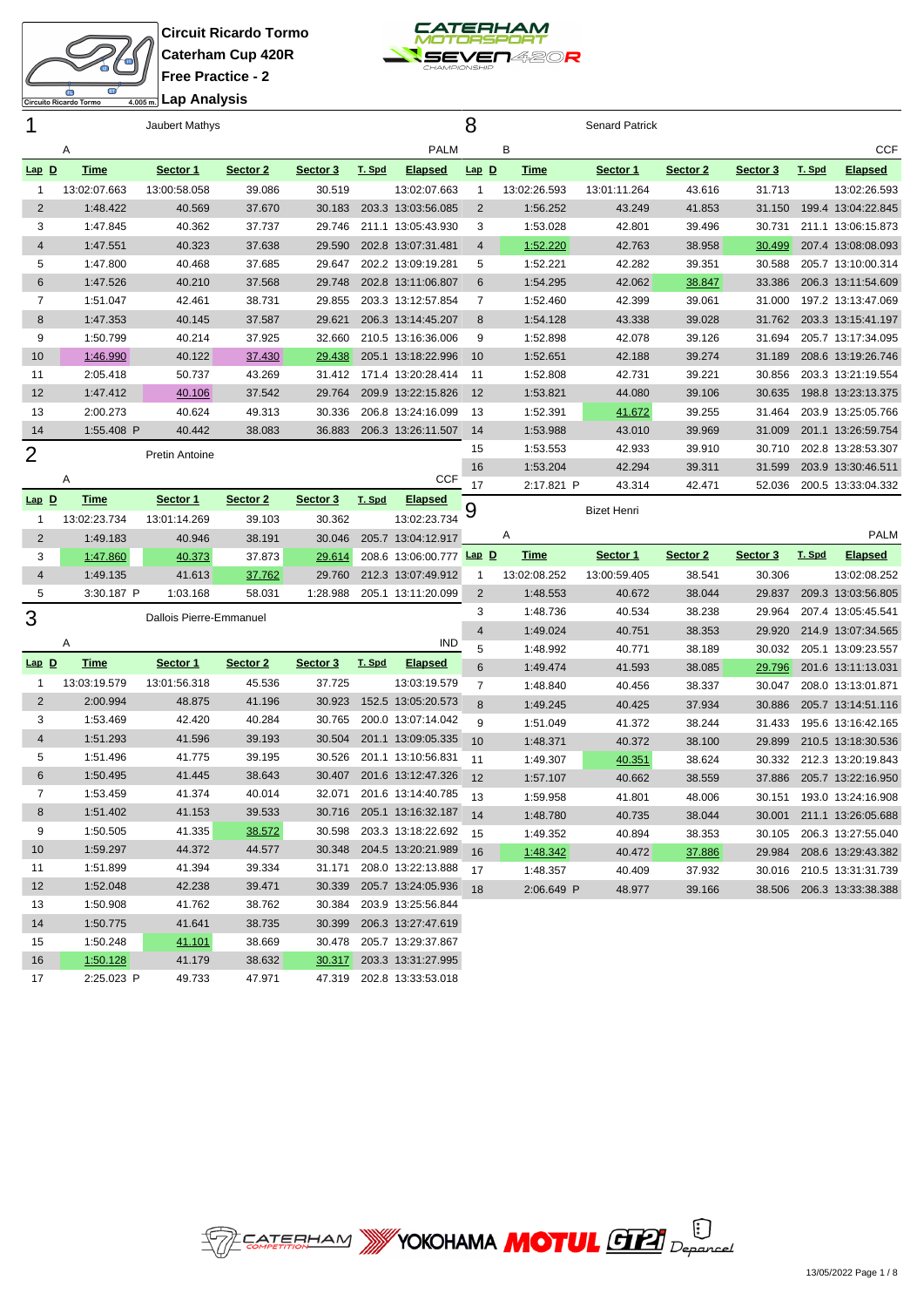Circuit Ricardo Tormo

Caterham Cup 420R

Free Practice - 2

Lap Analysis

## 1 Jaubert Mathys

A — PALM

| Lap | D | Time | Sector 1 | Sector 2 | Sector 3 | T. Spd | Elapsed |
|---|---|---|---|---|---|---|---|
| 1 | | 13:02:07.663 | 13:00:58.058 | 39.086 | 30.519 | | 13:02:07.663 |
| 2 | | 1:48.422 | 40.569 | 37.670 | 30.183 | 203.3 | 13:03:56.085 |
| 3 | | 1:47.845 | 40.362 | 37.737 | 29.746 | 211.1 | 13:05:43.930 |
| 4 | | 1:47.551 | 40.323 | 37.638 | 29.590 | 202.8 | 13:07:31.481 |
| 5 | | 1:47.800 | 40.468 | 37.685 | 29.647 | 202.2 | 13:09:19.281 |
| 6 | | 1:47.526 | 40.210 | 37.568 | 29.748 | 202.8 | 13:11:06.807 |
| 7 | | 1:51.047 | 42.461 | 38.731 | 29.855 | 203.3 | 13:12:57.854 |
| 8 | | 1:47.353 | 40.145 | 37.587 | 29.621 | 206.3 | 13:14:45.207 |
| 9 | | 1:50.799 | 40.214 | 37.925 | 32.660 | 210.5 | 13:16:36.006 |
| 10 | | 1:46.990 | 40.122 | 37.430 | 29.438 | 205.1 | 13:18:22.996 |
| 11 | | 2:05.418 | 50.737 | 43.269 | 31.412 | 171.4 | 13:20:28.414 |
| 12 | | 1:47.412 | 40.106 | 37.542 | 29.764 | 209.9 | 13:22:15.826 |
| 13 | | 2:00.273 | 40.624 | 49.313 | 30.336 | 206.8 | 13:24:16.099 |
| 14 | | 1:55.408 P | 40.442 | 38.083 | 36.883 | 206.3 | 13:26:11.507 |

## 2 Pretin Antoine

A — CCF

| Lap | D | Time | Sector 1 | Sector 2 | Sector 3 | T. Spd | Elapsed |
|---|---|---|---|---|---|---|---|
| 1 | | 13:02:23.734 | 13:01:14.269 | 39.103 | 30.362 | | 13:02:23.734 |
| 2 | | 1:49.183 | 40.946 | 38.191 | 30.046 | 205.7 | 13:04:12.917 |
| 3 | | 1:47.860 | 40.373 | 37.873 | 29.614 | 208.6 | 13:06:00.777 |
| 4 | | 1:49.135 | 41.613 | 37.762 | 29.760 | 212.3 | 13:07:49.912 |
| 5 | | 3:30.187 P | 1:03.168 | 58.031 | 1:28.988 | 205.1 | 13:11:20.099 |

## 3 Dallois Pierre-Emmanuel

A — IND

| Lap | D | Time | Sector 1 | Sector 2 | Sector 3 | T. Spd | Elapsed |
|---|---|---|---|---|---|---|---|
| 1 | | 13:03:19.579 | 13:01:56.318 | 45.536 | 37.725 | | 13:03:19.579 |
| 2 | | 2:00.994 | 48.875 | 41.196 | 30.923 | 152.5 | 13:05:20.573 |
| 3 | | 1:53.469 | 42.420 | 40.284 | 30.765 | 200.0 | 13:07:14.042 |
| 4 | | 1:51.293 | 41.596 | 39.193 | 30.504 | 201.1 | 13:09:05.335 |
| 5 | | 1:51.496 | 41.775 | 39.195 | 30.526 | 201.1 | 13:10:56.831 |
| 6 | | 1:50.495 | 41.445 | 38.643 | 30.407 | 201.6 | 13:12:47.326 |
| 7 | | 1:53.459 | 41.374 | 40.014 | 32.071 | 201.6 | 13:14:40.785 |
| 8 | | 1:51.402 | 41.153 | 39.533 | 30.716 | 205.1 | 13:16:32.187 |
| 9 | | 1:50.505 | 41.335 | 38.572 | 30.598 | 203.3 | 13:18:22.692 |
| 10 | | 1:59.297 | 44.372 | 44.577 | 30.348 | 204.5 | 13:20:21.989 |
| 11 | | 1:51.899 | 41.394 | 39.334 | 31.171 | 208.0 | 13:22:13.888 |
| 12 | | 1:52.048 | 42.238 | 39.471 | 30.339 | 205.7 | 13:24:05.936 |
| 13 | | 1:50.908 | 41.762 | 38.762 | 30.384 | 203.9 | 13:25:56.844 |
| 14 | | 1:50.775 | 41.641 | 38.735 | 30.399 | 206.3 | 13:27:47.619 |
| 15 | | 1:50.248 | 41.101 | 38.669 | 30.478 | 205.7 | 13:29:37.867 |
| 16 | | 1:50.128 | 41.179 | 38.632 | 30.317 | 203.3 | 13:31:27.995 |
| 17 | | 2:25.023 P | 49.733 | 47.971 | 47.319 | 202.8 | 13:33:53.018 |

## 8 Senard Patrick

B — CCF

| Lap | D | Time | Sector 1 | Sector 2 | Sector 3 | T. Spd | Elapsed |
|---|---|---|---|---|---|---|---|
| 1 | | 13:02:26.593 | 13:01:11.264 | 43.616 | 31.713 | | 13:02:26.593 |
| 2 | | 1:56.252 | 43.249 | 41.853 | 31.150 | 199.4 | 13:04:22.845 |
| 3 | | 1:53.028 | 42.801 | 39.496 | 30.731 | 211.1 | 13:06:15.873 |
| 4 | | 1:52.220 | 42.763 | 38.958 | 30.499 | 207.4 | 13:08:08.093 |
| 5 | | 1:52.221 | 42.282 | 39.351 | 30.588 | 205.7 | 13:10:00.314 |
| 6 | | 1:54.295 | 42.062 | 38.847 | 33.386 | 206.3 | 13:11:54.609 |
| 7 | | 1:52.460 | 42.399 | 39.061 | 31.000 | 197.2 | 13:13:47.069 |
| 8 | | 1:54.128 | 43.338 | 39.028 | 31.762 | 203.3 | 13:15:41.197 |
| 9 | | 1:52.898 | 42.078 | 39.126 | 31.694 | 205.7 | 13:17:34.095 |
| 10 | | 1:52.651 | 42.188 | 39.274 | 31.189 | 208.6 | 13:19:26.746 |
| 11 | | 1:52.808 | 42.731 | 39.221 | 30.856 | 203.3 | 13:21:19.554 |
| 12 | | 1:53.821 | 44.080 | 39.106 | 30.635 | 198.8 | 13:23:13.375 |
| 13 | | 1:52.391 | 41.672 | 39.255 | 31.464 | 203.9 | 13:25:05.766 |
| 14 | | 1:53.988 | 43.010 | 39.969 | 31.009 | 201.1 | 13:26:59.754 |
| 15 | | 1:53.553 | 42.933 | 39.910 | 30.710 | 202.8 | 13:28:53.307 |
| 16 | | 1:53.204 | 42.294 | 39.311 | 31.599 | 203.9 | 13:30:46.511 |
| 17 | | 2:17.821 P | 43.314 | 42.471 | 52.036 | 200.5 | 13:33:04.332 |

## 9 Bizet Henri

A — PALM

| Lap | D | Time | Sector 1 | Sector 2 | Sector 3 | T. Spd | Elapsed |
|---|---|---|---|---|---|---|---|
| 1 | | 13:02:08.252 | 13:00:59.405 | 38.541 | 30.306 | | 13:02:08.252 |
| 2 | | 1:48.553 | 40.672 | 38.044 | 29.837 | 209.3 | 13:03:56.805 |
| 3 | | 1:48.736 | 40.534 | 38.238 | 29.964 | 207.4 | 13:05:45.541 |
| 4 | | 1:49.024 | 40.751 | 38.353 | 29.920 | 214.9 | 13:07:34.565 |
| 5 | | 1:48.992 | 40.771 | 38.189 | 30.032 | 205.1 | 13:09:23.557 |
| 6 | | 1:49.474 | 41.593 | 38.085 | 29.796 | 201.6 | 13:11:13.031 |
| 7 | | 1:48.840 | 40.456 | 38.337 | 30.047 | 208.0 | 13:13:01.871 |
| 8 | | 1:49.245 | 40.425 | 37.934 | 30.886 | 205.7 | 13:14:51.116 |
| 9 | | 1:51.049 | 41.372 | 38.244 | 31.433 | 195.6 | 13:16:42.165 |
| 10 | | 1:48.371 | 40.372 | 38.100 | 29.899 | 210.5 | 13:18:30.536 |
| 11 | | 1:49.307 | 40.351 | 38.624 | 30.332 | 212.3 | 13:20:19.843 |
| 12 | | 1:57.107 | 40.662 | 38.559 | 37.886 | 205.7 | 13:22:16.950 |
| 13 | | 1:59.958 | 41.801 | 48.006 | 30.151 | 193.0 | 13:24:16.908 |
| 14 | | 1:48.780 | 40.735 | 38.044 | 30.001 | 211.1 | 13:26:05.688 |
| 15 | | 1:49.352 | 40.894 | 38.353 | 30.105 | 206.3 | 13:27:55.040 |
| 16 | | 1:48.342 | 40.472 | 37.886 | 29.984 | 208.6 | 13:29:43.382 |
| 17 | | 1:48.357 | 40.409 | 37.932 | 30.016 | 210.5 | 13:31:31.739 |
| 18 | | 2:06.649 P | 48.977 | 39.166 | 38.506 | 206.3 | 13:33:38.388 |

13/05/2022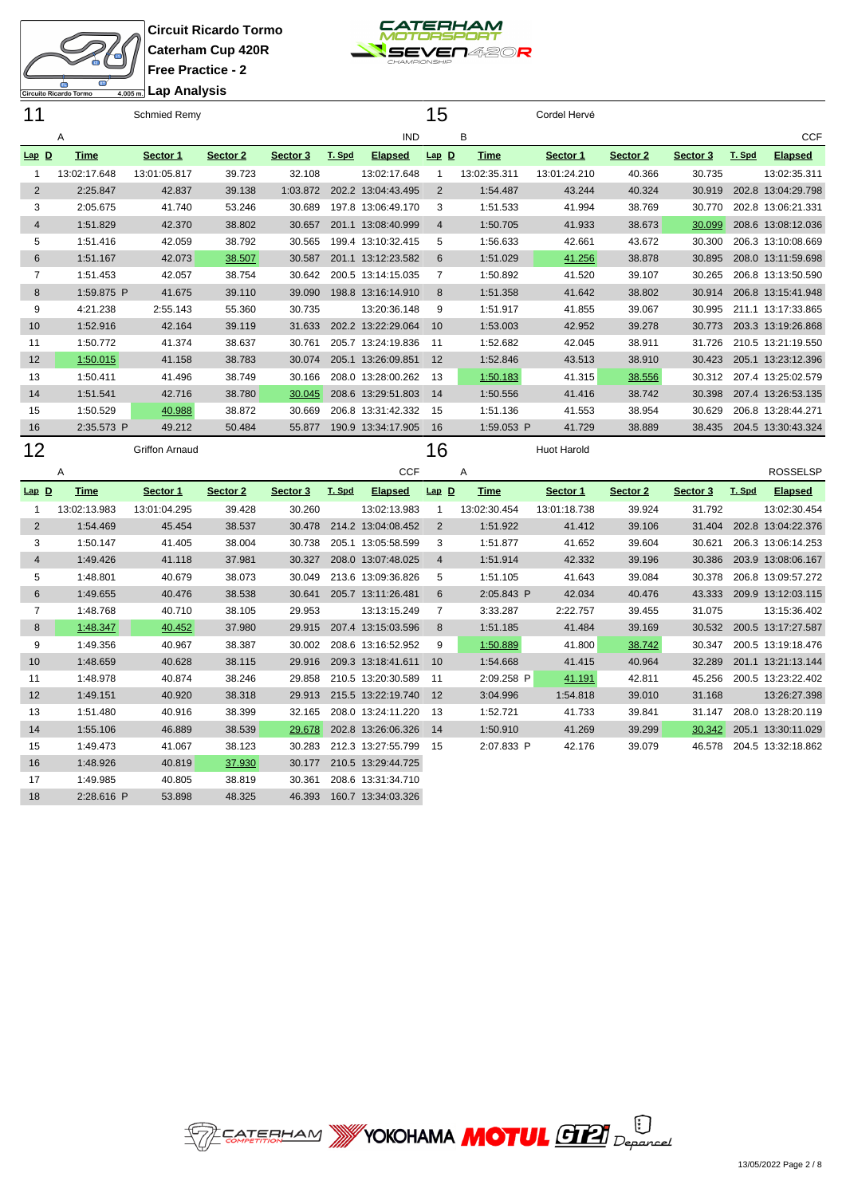**Circuit Ricardo Tormo**
**Caterham Cup 420R**
**Free Practice - 2**
**Lap Analysis**

Circuito Ricardo Tormo 4.005 m.

## 11 Schmied Remy

A — IND

| Lap | D | Time | Sector 1 | Sector 2 | Sector 3 | T. Spd | Elapsed |
|---|---|---|---|---|---|---|---|
| 1 | | 13:02:17.648 | 13:01:05.817 | 39.723 | 32.108 | | 13:02:17.648 |
| 2 | | 2:25.847 | 42.837 | 39.138 | 1:03.872 | 202.2 | 13:04:43.495 |
| 3 | | 2:05.675 | 41.740 | 53.246 | 30.689 | 197.8 | 13:06:49.170 |
| 4 | | 1:51.829 | 42.370 | 38.802 | 30.657 | 201.1 | 13:08:40.999 |
| 5 | | 1:51.416 | 42.059 | 38.792 | 30.565 | 199.4 | 13:10:32.415 |
| 6 | | 1:51.167 | 42.073 | 38.507 | 30.587 | 201.1 | 13:12:23.582 |
| 7 | | 1:51.453 | 42.057 | 38.754 | 30.642 | 200.5 | 13:14:15.035 |
| 8 | | 1:59.875 P | 41.675 | 39.110 | 39.090 | 198.8 | 13:16:14.910 |
| 9 | | 4:21.238 | 2:55.143 | 55.360 | 30.735 | | 13:20:36.148 |
| 10 | | 1:52.916 | 42.164 | 39.119 | 31.633 | 202.2 | 13:22:29.064 |
| 11 | | 1:50.772 | 41.374 | 38.637 | 30.761 | 205.7 | 13:24:19.836 |
| 12 | | 1:50.015 | 41.158 | 38.783 | 30.074 | 205.1 | 13:26:09.851 |
| 13 | | 1:50.411 | 41.496 | 38.749 | 30.166 | 208.0 | 13:28:00.262 |
| 14 | | 1:51.541 | 42.716 | 38.780 | 30.045 | 208.6 | 13:29:51.803 |
| 15 | | 1:50.529 | 40.988 | 38.872 | 30.669 | 206.8 | 13:31:42.332 |
| 16 | | 2:35.573 P | 49.212 | 50.484 | 55.877 | 190.9 | 13:34:17.905 |

## 15 Cordel Hervé

B — CCF

| Lap | D | Time | Sector 1 | Sector 2 | Sector 3 | T. Spd | Elapsed |
|---|---|---|---|---|---|---|---|
| 1 | | 13:02:35.311 | 13:01:24.210 | 40.366 | 30.735 | | 13:02:35.311 |
| 2 | | 1:54.487 | 43.244 | 40.324 | 30.919 | 202.8 | 13:04:29.798 |
| 3 | | 1:51.533 | 41.994 | 38.769 | 30.770 | 202.8 | 13:06:21.331 |
| 4 | | 1:50.705 | 41.933 | 38.673 | 30.099 | 208.6 | 13:08:12.036 |
| 5 | | 1:56.633 | 42.661 | 43.672 | 30.300 | 206.3 | 13:10:08.669 |
| 6 | | 1:51.029 | 41.256 | 38.878 | 30.895 | 208.0 | 13:11:59.698 |
| 7 | | 1:50.892 | 41.520 | 39.107 | 30.265 | 206.8 | 13:13:50.590 |
| 8 | | 1:51.358 | 41.642 | 38.802 | 30.914 | 206.8 | 13:15:41.948 |
| 9 | | 1:51.917 | 41.855 | 39.067 | 30.995 | 211.1 | 13:17:33.865 |
| 10 | | 1:53.003 | 42.952 | 39.278 | 30.773 | 203.3 | 13:19:26.868 |
| 11 | | 1:52.682 | 42.045 | 38.911 | 31.726 | 210.5 | 13:21:19.550 |
| 12 | | 1:52.846 | 43.513 | 38.910 | 30.423 | 205.1 | 13:23:12.396 |
| 13 | | 1:50.183 | 41.315 | 38.556 | 30.312 | 207.4 | 13:25:02.579 |
| 14 | | 1:50.556 | 41.416 | 38.742 | 30.398 | 207.4 | 13:26:53.135 |
| 15 | | 1:51.136 | 41.553 | 38.954 | 30.629 | 206.8 | 13:28:44.271 |
| 16 | | 1:59.053 P | 41.729 | 38.889 | 38.435 | 204.5 | 13:30:43.324 |

## 12 Griffon Arnaud

A — CCF

| Lap | D | Time | Sector 1 | Sector 2 | Sector 3 | T. Spd | Elapsed |
|---|---|---|---|---|---|---|---|
| 1 | | 13:02:13.983 | 13:01:04.295 | 39.428 | 30.260 | | 13:02:13.983 |
| 2 | | 1:54.469 | 45.454 | 38.537 | 30.478 | 214.2 | 13:04:08.452 |
| 3 | | 1:50.147 | 41.405 | 38.004 | 30.738 | 205.1 | 13:05:58.599 |
| 4 | | 1:49.426 | 41.118 | 37.981 | 30.327 | 208.0 | 13:07:48.025 |
| 5 | | 1:48.801 | 40.679 | 38.073 | 30.049 | 213.6 | 13:09:36.826 |
| 6 | | 1:49.655 | 40.476 | 38.538 | 30.641 | 205.7 | 13:11:26.481 |
| 7 | | 1:48.768 | 40.710 | 38.105 | 29.953 | | 13:13:15.249 |
| 8 | | 1:48.347 | 40.452 | 37.980 | 29.915 | 207.4 | 13:15:03.596 |
| 9 | | 1:49.356 | 40.967 | 38.387 | 30.002 | 208.6 | 13:16:52.952 |
| 10 | | 1:48.659 | 40.628 | 38.115 | 29.916 | 209.3 | 13:18:41.611 |
| 11 | | 1:48.978 | 40.874 | 38.246 | 29.858 | 210.5 | 13:20:30.589 |
| 12 | | 1:49.151 | 40.920 | 38.318 | 29.913 | 215.5 | 13:22:19.740 |
| 13 | | 1:51.480 | 40.916 | 38.399 | 32.165 | 208.0 | 13:24:11.220 |
| 14 | | 1:55.106 | 46.889 | 38.539 | 29.678 | 202.8 | 13:26:06.326 |
| 15 | | 1:49.473 | 41.067 | 38.123 | 30.283 | 212.3 | 13:27:55.799 |
| 16 | | 1:48.926 | 40.819 | 37.930 | 30.177 | 210.5 | 13:29:44.725 |
| 17 | | 1:49.985 | 40.805 | 38.819 | 30.361 | 208.6 | 13:31:34.710 |
| 18 | | 2:28.616 P | 53.898 | 48.325 | 46.393 | 160.7 | 13:34:03.326 |

## 16 Huot Harold

A — ROSSELSP

| Lap | D | Time | Sector 1 | Sector 2 | Sector 3 | T. Spd | Elapsed |
|---|---|---|---|---|---|---|---|
| 1 | | 13:02:30.454 | 13:01:18.738 | 39.924 | 31.792 | | 13:02:30.454 |
| 2 | | 1:51.922 | 41.412 | 39.106 | 31.404 | 202.8 | 13:04:22.376 |
| 3 | | 1:51.877 | 41.652 | 39.604 | 30.621 | 206.3 | 13:06:14.253 |
| 4 | | 1:51.914 | 42.332 | 39.196 | 30.386 | 203.9 | 13:08:06.167 |
| 5 | | 1:51.105 | 41.643 | 39.084 | 30.378 | 206.8 | 13:09:57.272 |
| 6 | | 2:05.843 P | 42.034 | 40.476 | 43.333 | 209.9 | 13:12:03.115 |
| 7 | | 3:33.287 | 2:22.757 | 39.455 | 31.075 | | 13:15:36.402 |
| 8 | | 1:51.185 | 41.484 | 39.169 | 30.532 | 200.5 | 13:17:27.587 |
| 9 | | 1:50.889 | 41.800 | 38.742 | 30.347 | 200.5 | 13:19:18.476 |
| 10 | | 1:54.668 | 41.415 | 40.964 | 32.289 | 201.1 | 13:21:13.144 |
| 11 | | 2:09.258 P | 41.191 | 42.811 | 45.256 | 200.5 | 13:23:22.402 |
| 12 | | 3:04.996 | 1:54.818 | 39.010 | 31.168 | | 13:26:27.398 |
| 13 | | 1:52.721 | 41.733 | 39.841 | 31.147 | 208.0 | 13:28:20.119 |
| 14 | | 1:50.910 | 41.269 | 39.299 | 30.342 | 205.1 | 13:30:11.029 |
| 15 | | 2:07.833 P | 42.176 | 39.079 | 46.578 | 204.5 | 13:32:18.862 |

CATERHAM COMPETITION · YOKOHAMA · MOTUL · GT2i · Depancel

13/05/2022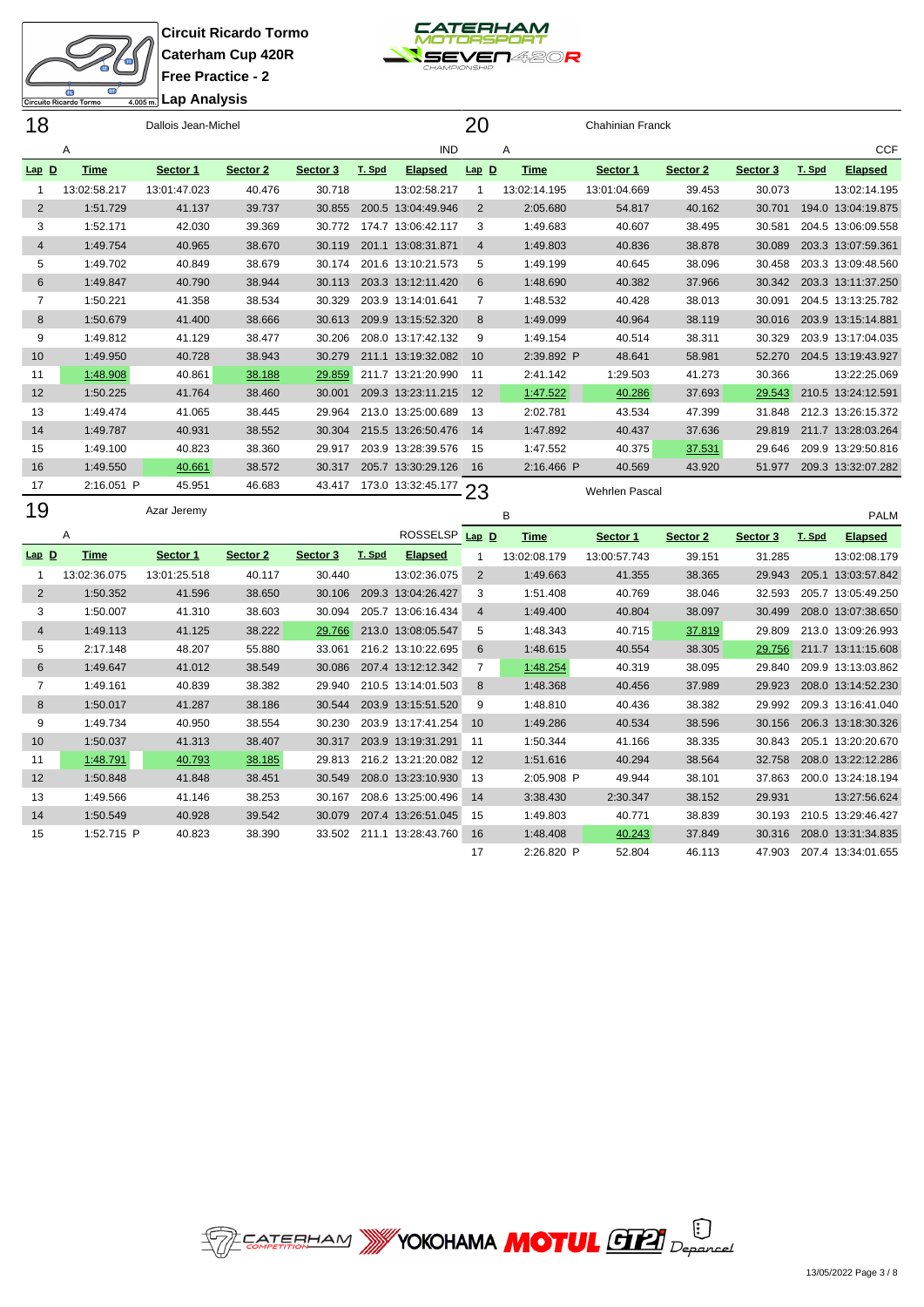# Circuit Ricardo Tormo

## Caterham Cup 420R

### Free Practice - 2

### Lap Analysis

**18** Dallois Jean-Michel — A — IND

| Lap | D | Time | Sector 1 | Sector 2 | Sector 3 | T. Spd | Elapsed |
|---|---|---|---|---|---|---|---|
| 1 | | 13:02:58.217 | 13:01:47.023 | 40.476 | 30.718 | | 13:02:58.217 |
| 2 | | 1:51.729 | 41.137 | 39.737 | 30.855 | 200.5 | 13:04:49.946 |
| 3 | | 1:52.171 | 42.030 | 39.369 | 30.772 | 174.7 | 13:06:42.117 |
| 4 | | 1:49.754 | 40.965 | 38.670 | 30.119 | 201.1 | 13:08:31.871 |
| 5 | | 1:49.702 | 40.849 | 38.679 | 30.174 | 201.6 | 13:10:21.573 |
| 6 | | 1:49.847 | 40.790 | 38.944 | 30.113 | 203.3 | 13:12:11.420 |
| 7 | | 1:50.221 | 41.358 | 38.534 | 30.329 | 203.9 | 13:14:01.641 |
| 8 | | 1:50.679 | 41.400 | 38.666 | 30.613 | 209.9 | 13:15:52.320 |
| 9 | | 1:49.812 | 41.129 | 38.477 | 30.206 | 208.0 | 13:17:42.132 |
| 10 | | 1:49.950 | 40.728 | 38.943 | 30.279 | 211.1 | 13:19:32.082 |
| 11 | | 1:48.908 | 40.861 | 38.188 | 29.859 | 211.7 | 13:21:20.990 |
| 12 | | 1:50.225 | 41.764 | 38.460 | 30.001 | 209.3 | 13:23:11.215 |
| 13 | | 1:49.474 | 41.065 | 38.445 | 29.964 | 213.0 | 13:25:00.689 |
| 14 | | 1:49.787 | 40.931 | 38.552 | 30.304 | 215.5 | 13:26:50.476 |
| 15 | | 1:49.100 | 40.823 | 38.360 | 29.917 | 203.9 | 13:28:39.576 |
| 16 | | 1:49.550 | 40.661 | 38.572 | 30.317 | 205.7 | 13:30:29.126 |
| 17 | | 2:16.051 P | 45.951 | 46.683 | 43.417 | 173.0 | 13:32:45.177 |

**19** Azar Jeremy — A — ROSSELSP

| Lap | D | Time | Sector 1 | Sector 2 | Sector 3 | T. Spd | Elapsed |
|---|---|---|---|---|---|---|---|
| 1 | | 13:02:36.075 | 13:01:25.518 | 40.117 | 30.440 | | 13:02:36.075 |
| 2 | | 1:50.352 | 41.596 | 38.650 | 30.106 | 209.3 | 13:04:26.427 |
| 3 | | 1:50.007 | 41.310 | 38.603 | 30.094 | 205.7 | 13:06:16.434 |
| 4 | | 1:49.113 | 41.125 | 38.222 | 29.766 | 213.0 | 13:08:05.547 |
| 5 | | 2:17.148 | 48.207 | 55.880 | 33.061 | 216.2 | 13:10:22.695 |
| 6 | | 1:49.647 | 41.012 | 38.549 | 30.086 | 207.4 | 13:12:12.342 |
| 7 | | 1:49.161 | 40.839 | 38.382 | 29.940 | 210.5 | 13:14:01.503 |
| 8 | | 1:50.017 | 41.287 | 38.186 | 30.544 | 203.9 | 13:15:51.520 |
| 9 | | 1:49.734 | 40.950 | 38.554 | 30.230 | 203.9 | 13:17:41.254 |
| 10 | | 1:50.037 | 41.313 | 38.407 | 30.317 | 203.9 | 13:19:31.291 |
| 11 | | 1:48.791 | 40.793 | 38.185 | 29.813 | 216.2 | 13:21:20.082 |
| 12 | | 1:50.848 | 41.848 | 38.451 | 30.549 | 208.0 | 13:23:10.930 |
| 13 | | 1:49.566 | 41.146 | 38.253 | 30.167 | 208.6 | 13:25:00.496 |
| 14 | | 1:50.549 | 40.928 | 39.542 | 30.079 | 207.4 | 13:26:51.045 |
| 15 | | 1:52.715 P | 40.823 | 38.390 | 33.502 | 211.1 | 13:28:43.760 |

**20** Chahinian Franck — A — CCF

| Lap | D | Time | Sector 1 | Sector 2 | Sector 3 | T. Spd | Elapsed |
|---|---|---|---|---|---|---|---|
| 1 | | 13:02:14.195 | 13:01:04.669 | 39.453 | 30.073 | | 13:02:14.195 |
| 2 | | 2:05.680 | 54.817 | 40.162 | 30.701 | 194.0 | 13:04:19.875 |
| 3 | | 1:49.683 | 40.607 | 38.495 | 30.581 | 204.5 | 13:06:09.558 |
| 4 | | 1:49.803 | 40.836 | 38.878 | 30.089 | 203.3 | 13:07:59.361 |
| 5 | | 1:49.199 | 40.645 | 38.096 | 30.458 | 203.3 | 13:09:48.560 |
| 6 | | 1:48.690 | 40.382 | 37.966 | 30.342 | 203.3 | 13:11:37.250 |
| 7 | | 1:48.532 | 40.428 | 38.013 | 30.091 | 204.5 | 13:13:25.782 |
| 8 | | 1:49.099 | 40.964 | 38.119 | 30.016 | 203.9 | 13:15:14.881 |
| 9 | | 1:49.154 | 40.514 | 38.311 | 30.329 | 203.9 | 13:17:04.035 |
| 10 | | 2:39.892 P | 48.641 | 58.981 | 52.270 | 204.5 | 13:19:43.927 |
| 11 | | 2:41.142 | 1:29.503 | 41.273 | 30.366 | | 13:22:25.069 |
| 12 | | 1:47.522 | 40.286 | 37.693 | 29.543 | 210.5 | 13:24:12.591 |
| 13 | | 2:02.781 | 43.534 | 47.399 | 31.848 | 212.3 | 13:26:15.372 |
| 14 | | 1:47.892 | 40.437 | 37.636 | 29.819 | 211.7 | 13:28:03.264 |
| 15 | | 1:47.552 | 40.375 | 37.531 | 29.646 | 209.9 | 13:29:50.816 |
| 16 | | 2:16.466 P | 40.569 | 43.920 | 51.977 | 209.3 | 13:32:07.282 |

**23** Wehrlen Pascal — B — PALM

| Lap | D | Time | Sector 1 | Sector 2 | Sector 3 | T. Spd | Elapsed |
|---|---|---|---|---|---|---|---|
| 1 | | 13:02:08.179 | 13:00:57.743 | 39.151 | 31.285 | | 13:02:08.179 |
| 2 | | 1:49.663 | 41.355 | 38.365 | 29.943 | 205.1 | 13:03:57.842 |
| 3 | | 1:51.408 | 40.769 | 38.046 | 32.593 | 205.7 | 13:05:49.250 |
| 4 | | 1:49.400 | 40.804 | 38.097 | 30.499 | 208.0 | 13:07:38.650 |
| 5 | | 1:48.343 | 40.715 | 37.819 | 29.809 | 213.0 | 13:09:26.993 |
| 6 | | 1:48.615 | 40.554 | 38.305 | 29.756 | 211.7 | 13:11:15.608 |
| 7 | | 1:48.254 | 40.319 | 38.095 | 29.840 | 209.9 | 13:13:03.862 |
| 8 | | 1:48.368 | 40.456 | 37.989 | 29.923 | 208.0 | 13:14:52.230 |
| 9 | | 1:48.810 | 40.436 | 38.382 | 29.992 | 209.3 | 13:16:41.040 |
| 10 | | 1:49.286 | 40.534 | 38.596 | 30.156 | 206.3 | 13:18:30.326 |
| 11 | | 1:50.344 | 41.166 | 38.335 | 30.843 | 205.1 | 13:20:20.670 |
| 12 | | 1:51.616 | 40.294 | 38.564 | 32.758 | 208.0 | 13:22:12.286 |
| 13 | | 2:05.908 P | 49.944 | 38.101 | 37.863 | 200.0 | 13:24:18.194 |
| 14 | | 3:38.430 | 2:30.347 | 38.152 | 29.931 | | 13:27:56.624 |
| 15 | | 1:49.803 | 40.771 | 38.839 | 30.193 | 210.5 | 13:29:46.427 |
| 16 | | 1:48.408 | 40.243 | 37.849 | 30.316 | 208.0 | 13:31:34.835 |
| 17 | | 2:26.820 P | 52.804 | 46.113 | 47.903 | 207.4 | 13:34:01.655 |

13/05/2022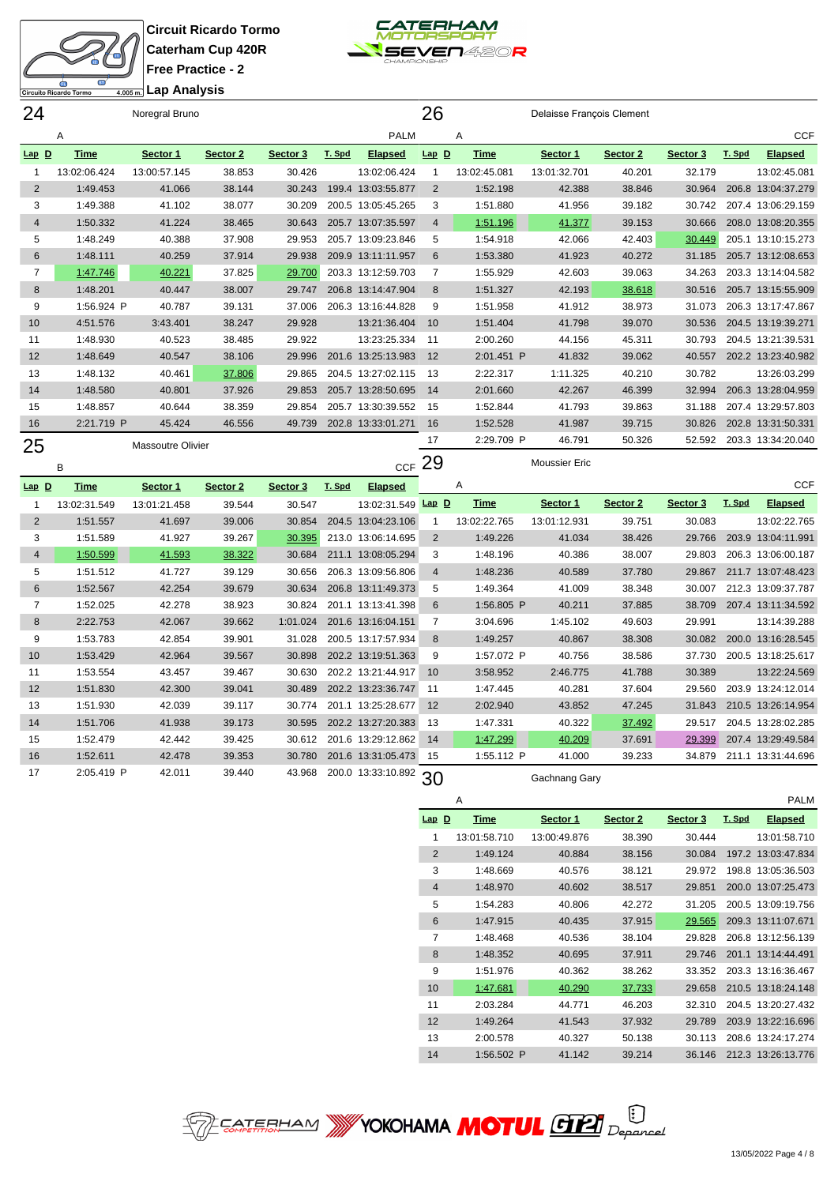**Circuit Ricardo Tormo**
**Caterham Cup 420R**
**Free Practice - 2**
**Lap Analysis**

## 24 Noregral Bruno

A — PALM

| Lap | D | Time | Sector 1 | Sector 2 | Sector 3 | T. Spd | Elapsed |
|---|---|---|---|---|---|---|---|
| 1 | | 13:02:06.424 | 13:00:57.145 | 38.853 | 30.426 | | 13:02:06.424 |
| 2 | | 1:49.453 | 41.066 | 38.144 | 30.243 | 199.4 | 13:03:55.877 |
| 3 | | 1:49.388 | 41.102 | 38.077 | 30.209 | 200.5 | 13:05:45.265 |
| 4 | | 1:50.332 | 41.224 | 38.465 | 30.643 | 205.7 | 13:07:35.597 |
| 5 | | 1:48.249 | 40.388 | 37.908 | 29.953 | 205.7 | 13:09:23.846 |
| 6 | | 1:48.111 | 40.259 | 37.914 | 29.938 | 209.9 | 13:11:11.957 |
| 7 | | 1:47.746 | 40.221 | 37.825 | 29.700 | 203.3 | 13:12:59.703 |
| 8 | | 1:48.201 | 40.447 | 38.007 | 29.747 | 206.8 | 13:14:47.904 |
| 9 | | 1:56.924 P | 40.787 | 39.131 | 37.006 | 206.3 | 13:16:44.828 |
| 10 | | 4:51.576 | 3:43.401 | 38.247 | 29.928 | | 13:21:36.404 |
| 11 | | 1:48.930 | 40.523 | 38.485 | 29.922 | | 13:23:25.334 |
| 12 | | 1:48.649 | 40.547 | 38.106 | 29.996 | 201.6 | 13:25:13.983 |
| 13 | | 1:48.132 | 40.461 | 37.806 | 29.865 | 204.5 | 13:27:02.115 |
| 14 | | 1:48.580 | 40.801 | 37.926 | 29.853 | 205.7 | 13:28:50.695 |
| 15 | | 1:48.857 | 40.644 | 38.359 | 29.854 | 205.7 | 13:30:39.552 |
| 16 | | 2:21.719 P | 45.424 | 46.556 | 49.739 | 202.8 | 13:33:01.271 |

## 26 Delaisse François Clement

A — CCF

| Lap | D | Time | Sector 1 | Sector 2 | Sector 3 | T. Spd | Elapsed |
|---|---|---|---|---|---|---|---|
| 1 | | 13:02:45.081 | 13:01:32.701 | 40.201 | 32.179 | | 13:02:45.081 |
| 2 | | 1:52.198 | 42.388 | 38.846 | 30.964 | 206.8 | 13:04:37.279 |
| 3 | | 1:51.880 | 41.956 | 39.182 | 30.742 | 207.4 | 13:06:29.159 |
| 4 | | 1:51.196 | 41.377 | 39.153 | 30.666 | 208.0 | 13:08:20.355 |
| 5 | | 1:54.918 | 42.066 | 42.403 | 30.449 | 205.1 | 13:10:15.273 |
| 6 | | 1:53.380 | 41.923 | 40.272 | 31.185 | 205.7 | 13:12:08.653 |
| 7 | | 1:55.929 | 42.603 | 39.063 | 34.263 | 203.3 | 13:14:04.582 |
| 8 | | 1:51.327 | 42.193 | 38.618 | 30.516 | 205.7 | 13:15:55.909 |
| 9 | | 1:51.958 | 41.912 | 38.973 | 31.073 | 206.3 | 13:17:47.867 |
| 10 | | 1:51.404 | 41.798 | 39.070 | 30.536 | 204.5 | 13:19:39.271 |
| 11 | | 2:00.260 | 44.156 | 45.311 | 30.793 | 204.5 | 13:21:39.531 |
| 12 | | 2:01.451 P | 41.832 | 39.062 | 40.557 | 202.2 | 13:23:40.982 |
| 13 | | 2:22.317 | 1:11.325 | 40.210 | 30.782 | | 13:26:03.299 |
| 14 | | 2:01.660 | 42.267 | 46.399 | 32.994 | 206.3 | 13:28:04.959 |
| 15 | | 1:52.844 | 41.793 | 39.863 | 31.188 | 207.4 | 13:29:57.803 |
| 16 | | 1:52.528 | 41.987 | 39.715 | 30.826 | 202.8 | 13:31:50.331 |
| 17 | | 2:29.709 P | 46.791 | 50.326 | 52.592 | 203.3 | 13:34:20.040 |

## 25 Massoutre Olivier

B — CCF

| Lap | D | Time | Sector 1 | Sector 2 | Sector 3 | T. Spd | Elapsed |
|---|---|---|---|---|---|---|---|
| 1 | | 13:02:31.549 | 13:01:21.458 | 39.544 | 30.547 | | 13:02:31.549 |
| 2 | | 1:51.557 | 41.697 | 39.006 | 30.854 | 204.5 | 13:04:23.106 |
| 3 | | 1:51.589 | 41.927 | 39.267 | 30.395 | 213.0 | 13:06:14.695 |
| 4 | | 1:50.599 | 41.593 | 38.322 | 30.684 | 211.1 | 13:08:05.294 |
| 5 | | 1:51.512 | 41.727 | 39.129 | 30.656 | 206.3 | 13:09:56.806 |
| 6 | | 1:52.567 | 42.254 | 39.679 | 30.634 | 206.8 | 13:11:49.373 |
| 7 | | 1:52.025 | 42.278 | 38.923 | 30.824 | 201.1 | 13:13:41.398 |
| 8 | | 2:22.753 | 42.067 | 39.662 | 1:01.024 | 201.6 | 13:16:04.151 |
| 9 | | 1:53.783 | 42.854 | 39.901 | 31.028 | 200.5 | 13:17:57.934 |
| 10 | | 1:53.429 | 42.964 | 39.567 | 30.898 | 202.2 | 13:19:51.363 |
| 11 | | 1:53.554 | 43.457 | 39.467 | 30.630 | 202.2 | 13:21:44.917 |
| 12 | | 1:51.830 | 42.300 | 39.041 | 30.489 | 202.2 | 13:23:36.747 |
| 13 | | 1:51.930 | 42.039 | 39.117 | 30.774 | 201.1 | 13:25:28.677 |
| 14 | | 1:51.706 | 41.938 | 39.173 | 30.595 | 202.2 | 13:27:20.383 |
| 15 | | 1:52.479 | 42.442 | 39.425 | 30.612 | 201.6 | 13:29:12.862 |
| 16 | | 1:52.611 | 42.478 | 39.353 | 30.780 | 201.6 | 13:31:05.473 |
| 17 | | 2:05.419 P | 42.011 | 39.440 | 43.968 | 200.0 | 13:33:10.892 |

## 29 Moussier Eric

A — CCF

| Lap | D | Time | Sector 1 | Sector 2 | Sector 3 | T. Spd | Elapsed |
|---|---|---|---|---|---|---|---|
| 1 | | 13:02:22.765 | 13:01:12.931 | 39.751 | 30.083 | | 13:02:22.765 |
| 2 | | 1:49.226 | 41.034 | 38.426 | 29.766 | 203.9 | 13:04:11.991 |
| 3 | | 1:48.196 | 40.386 | 38.007 | 29.803 | 206.3 | 13:06:00.187 |
| 4 | | 1:48.236 | 40.589 | 37.780 | 29.867 | 211.7 | 13:07:48.423 |
| 5 | | 1:49.364 | 41.009 | 38.348 | 30.007 | 212.3 | 13:09:37.787 |
| 6 | | 1:56.805 P | 40.211 | 37.885 | 38.709 | 207.4 | 13:11:34.592 |
| 7 | | 3:04.696 | 1:45.102 | 49.603 | 29.991 | | 13:14:39.288 |
| 8 | | 1:49.257 | 40.867 | 38.308 | 30.082 | 200.0 | 13:16:28.545 |
| 9 | | 1:57.072 P | 40.756 | 38.586 | 37.730 | 200.5 | 13:18:25.617 |
| 10 | | 3:58.952 | 2:46.775 | 41.788 | 30.389 | | 13:22:24.569 |
| 11 | | 1:47.445 | 40.281 | 37.604 | 29.560 | 203.9 | 13:24:12.014 |
| 12 | | 2:02.940 | 43.852 | 47.245 | 31.843 | 210.5 | 13:26:14.954 |
| 13 | | 1:47.331 | 40.322 | 37.492 | 29.517 | 204.5 | 13:28:02.285 |
| 14 | | 1:47.299 | 40.209 | 37.691 | 29.399 | 207.4 | 13:29:49.584 |
| 15 | | 1:55.112 P | 41.000 | 39.233 | 34.879 | 211.1 | 13:31:44.696 |

## 30 Gachnang Gary

A — PALM

| Lap | D | Time | Sector 1 | Sector 2 | Sector 3 | T. Spd | Elapsed |
|---|---|---|---|---|---|---|---|
| 1 | | 13:01:58.710 | 13:00:49.876 | 38.390 | 30.444 | | 13:01:58.710 |
| 2 | | 1:49.124 | 40.884 | 38.156 | 30.084 | 197.2 | 13:03:47.834 |
| 3 | | 1:48.669 | 40.576 | 38.121 | 29.972 | 198.8 | 13:05:36.503 |
| 4 | | 1:48.970 | 40.602 | 38.517 | 29.851 | 200.0 | 13:07:25.473 |
| 5 | | 1:54.283 | 40.806 | 42.272 | 31.205 | 200.5 | 13:09:19.756 |
| 6 | | 1:47.915 | 40.435 | 37.915 | 29.565 | 209.3 | 13:11:07.671 |
| 7 | | 1:48.468 | 40.536 | 38.104 | 29.828 | 206.8 | 13:12:56.139 |
| 8 | | 1:48.352 | 40.695 | 37.911 | 29.746 | 201.1 | 13:14:44.491 |
| 9 | | 1:51.976 | 40.362 | 38.262 | 33.352 | 203.3 | 13:16:36.467 |
| 10 | | 1:47.681 | 40.290 | 37.733 | 29.658 | 210.5 | 13:18:24.148 |
| 11 | | 2:03.284 | 44.771 | 46.203 | 32.310 | 204.5 | 13:20:27.432 |
| 12 | | 1:49.264 | 41.543 | 37.932 | 29.789 | 203.9 | 13:22:16.696 |
| 13 | | 2:00.578 | 40.327 | 50.138 | 30.113 | 208.6 | 13:24:17.274 |
| 14 | | 1:56.502 P | 41.142 | 39.214 | 36.146 | 212.3 | 13:26:13.776 |

13/05/2022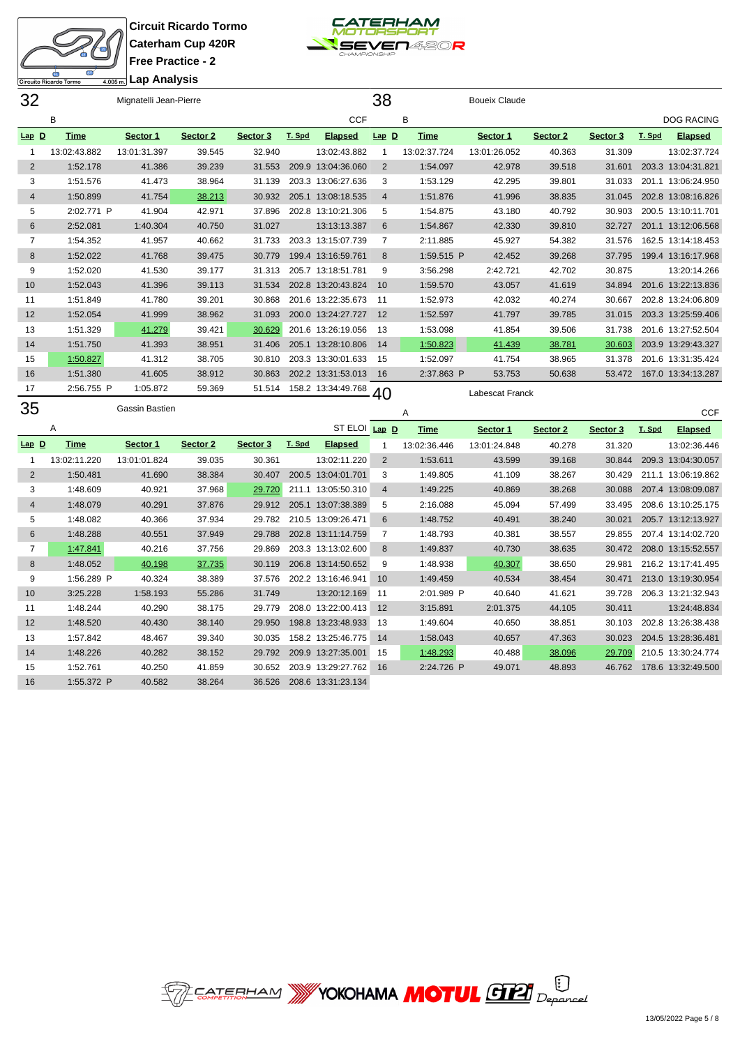# Circuit Ricardo Tormo

## Caterham Cup 420R

## Free Practice - 2

## Lap Analysis

### 32 Mignatelli Jean-Pierre

B — CCF

| Lap | D | Time | Sector 1 | Sector 2 | Sector 3 | T. Spd | Elapsed |
|---|---|---|---|---|---|---|---|
| 1 | | 13:02:43.882 | 13:01:31.397 | 39.545 | 32.940 | | 13:02:43.882 |
| 2 | | 1:52.178 | 41.386 | 39.239 | 31.553 | 209.9 | 13:04:36.060 |
| 3 | | 1:51.576 | 41.473 | 38.964 | 31.139 | 203.3 | 13:06:27.636 |
| 4 | | 1:50.899 | 41.754 | 38.213 | 30.932 | 205.1 | 13:08:18.535 |
| 5 | | 2:02.771 P | 41.904 | 42.971 | 37.896 | 202.8 | 13:10:21.306 |
| 6 | | 2:52.081 | 1:40.304 | 40.750 | 31.027 | | 13:13:13.387 |
| 7 | | 1:54.352 | 41.957 | 40.662 | 31.733 | 203.3 | 13:15:07.739 |
| 8 | | 1:52.022 | 41.768 | 39.475 | 30.779 | 199.4 | 13:16:59.761 |
| 9 | | 1:52.020 | 41.530 | 39.177 | 31.313 | 205.7 | 13:18:51.781 |
| 10 | | 1:52.043 | 41.396 | 39.113 | 31.534 | 202.8 | 13:20:43.824 |
| 11 | | 1:51.849 | 41.780 | 39.201 | 30.868 | 201.6 | 13:22:35.673 |
| 12 | | 1:52.054 | 41.999 | 38.962 | 31.093 | 200.0 | 13:24:27.727 |
| 13 | | 1:51.329 | 41.279 | 39.421 | 30.629 | 201.6 | 13:26:19.056 |
| 14 | | 1:51.750 | 41.393 | 38.951 | 31.406 | 205.1 | 13:28:10.806 |
| 15 | | 1:50.827 | 41.312 | 38.705 | 30.810 | 203.3 | 13:30:01.633 |
| 16 | | 1:51.380 | 41.605 | 38.912 | 30.863 | 202.2 | 13:31:53.013 |
| 17 | | 2:56.755 P | 1:05.872 | 59.369 | 51.514 | 158.2 | 13:34:49.768 |

### 35 Gassin Bastien

A — ST ELOI

| Lap | D | Time | Sector 1 | Sector 2 | Sector 3 | T. Spd | Elapsed |
|---|---|---|---|---|---|---|---|
| 1 | | 13:02:11.220 | 13:01:01.824 | 39.035 | 30.361 | | 13:02:11.220 |
| 2 | | 1:50.481 | 41.690 | 38.384 | 30.407 | 200.5 | 13:04:01.701 |
| 3 | | 1:48.609 | 40.921 | 37.968 | 29.720 | 211.1 | 13:05:50.310 |
| 4 | | 1:48.079 | 40.291 | 37.876 | 29.912 | 205.1 | 13:07:38.389 |
| 5 | | 1:48.082 | 40.366 | 37.934 | 29.782 | 210.5 | 13:09:26.471 |
| 6 | | 1:48.288 | 40.551 | 37.949 | 29.788 | 202.8 | 13:11:14.759 |
| 7 | | 1:47.841 | 40.216 | 37.756 | 29.869 | 203.3 | 13:13:02.600 |
| 8 | | 1:48.052 | 40.198 | 37.735 | 30.119 | 206.8 | 13:14:50.652 |
| 9 | | 1:56.289 P | 40.324 | 38.389 | 37.576 | 202.2 | 13:16:46.941 |
| 10 | | 3:25.228 | 1:58.193 | 55.286 | 31.749 | | 13:20:12.169 |
| 11 | | 1:48.244 | 40.290 | 38.175 | 29.779 | 208.0 | 13:22:00.413 |
| 12 | | 1:48.520 | 40.430 | 38.140 | 29.950 | 198.8 | 13:23:48.933 |
| 13 | | 1:57.842 | 48.467 | 39.340 | 30.035 | 158.2 | 13:25:46.775 |
| 14 | | 1:48.226 | 40.282 | 38.152 | 29.792 | 209.9 | 13:27:35.001 |
| 15 | | 1:52.761 | 40.250 | 41.859 | 30.652 | 203.9 | 13:29:27.762 |
| 16 | | 1:55.372 P | 40.582 | 38.264 | 36.526 | 208.6 | 13:31:23.134 |

### 38 Boueix Claude

B — DOG RACING

| Lap | D | Time | Sector 1 | Sector 2 | Sector 3 | T. Spd | Elapsed |
|---|---|---|---|---|---|---|---|
| 1 | | 13:02:37.724 | 13:01:26.052 | 40.363 | 31.309 | | 13:02:37.724 |
| 2 | | 1:54.097 | 42.978 | 39.518 | 31.601 | 203.3 | 13:04:31.821 |
| 3 | | 1:53.129 | 42.295 | 39.801 | 31.033 | 201.1 | 13:06:24.950 |
| 4 | | 1:51.876 | 41.996 | 38.835 | 31.045 | 202.8 | 13:08:16.826 |
| 5 | | 1:54.875 | 43.180 | 40.792 | 30.903 | 200.5 | 13:10:11.701 |
| 6 | | 1:54.867 | 42.330 | 39.810 | 32.727 | 201.1 | 13:12:06.568 |
| 7 | | 2:11.885 | 45.927 | 54.382 | 31.576 | 162.5 | 13:14:18.453 |
| 8 | | 1:59.515 P | 42.452 | 39.268 | 37.795 | 199.4 | 13:16:17.968 |
| 9 | | 3:56.298 | 2:42.721 | 42.702 | 30.875 | | 13:20:14.266 |
| 10 | | 1:59.570 | 43.057 | 41.619 | 34.894 | 201.6 | 13:22:13.836 |
| 11 | | 1:52.973 | 42.032 | 40.274 | 30.667 | 202.8 | 13:24:06.809 |
| 12 | | 1:52.597 | 41.797 | 39.785 | 31.015 | 203.3 | 13:25:59.406 |
| 13 | | 1:53.098 | 41.854 | 39.506 | 31.738 | 201.6 | 13:27:52.504 |
| 14 | | 1:50.823 | 41.439 | 38.781 | 30.603 | 203.9 | 13:29:43.327 |
| 15 | | 1:52.097 | 41.754 | 38.965 | 31.378 | 201.6 | 13:31:35.424 |
| 16 | | 2:37.863 P | 53.753 | 50.638 | 53.472 | 167.0 | 13:34:13.287 |

### 40 Labescat Franck

A — CCF

| Lap | D | Time | Sector 1 | Sector 2 | Sector 3 | T. Spd | Elapsed |
|---|---|---|---|---|---|---|---|
| 1 | | 13:02:36.446 | 13:01:24.848 | 40.278 | 31.320 | | 13:02:36.446 |
| 2 | | 1:53.611 | 43.599 | 39.168 | 30.844 | 209.3 | 13:04:30.057 |
| 3 | | 1:49.805 | 41.109 | 38.267 | 30.429 | 211.1 | 13:06:19.862 |
| 4 | | 1:49.225 | 40.869 | 38.268 | 30.088 | 207.4 | 13:08:09.087 |
| 5 | | 2:16.088 | 45.094 | 57.499 | 33.495 | 208.6 | 13:10:25.175 |
| 6 | | 1:48.752 | 40.491 | 38.240 | 30.021 | 205.7 | 13:12:13.927 |
| 7 | | 1:48.793 | 40.381 | 38.557 | 29.855 | 207.4 | 13:14:02.720 |
| 8 | | 1:49.837 | 40.730 | 38.635 | 30.472 | 208.0 | 13:15:52.557 |
| 9 | | 1:48.938 | 40.307 | 38.650 | 29.981 | 216.2 | 13:17:41.495 |
| 10 | | 1:49.459 | 40.534 | 38.454 | 30.471 | 213.0 | 13:19:30.954 |
| 11 | | 2:01.989 P | 40.640 | 41.621 | 39.728 | 206.3 | 13:21:32.943 |
| 12 | | 3:15.891 | 2:01.375 | 44.105 | 30.411 | | 13:24:48.834 |
| 13 | | 1:49.604 | 40.650 | 38.851 | 30.103 | 202.8 | 13:26:38.438 |
| 14 | | 1:58.043 | 40.657 | 47.363 | 30.023 | 204.5 | 13:28:36.481 |
| 15 | | 1:48.293 | 40.488 | 38.096 | 29.709 | 210.5 | 13:30:24.774 |
| 16 | | 2:24.726 P | 49.071 | 48.893 | 46.762 | 178.6 | 13:32:49.500 |

13/05/2022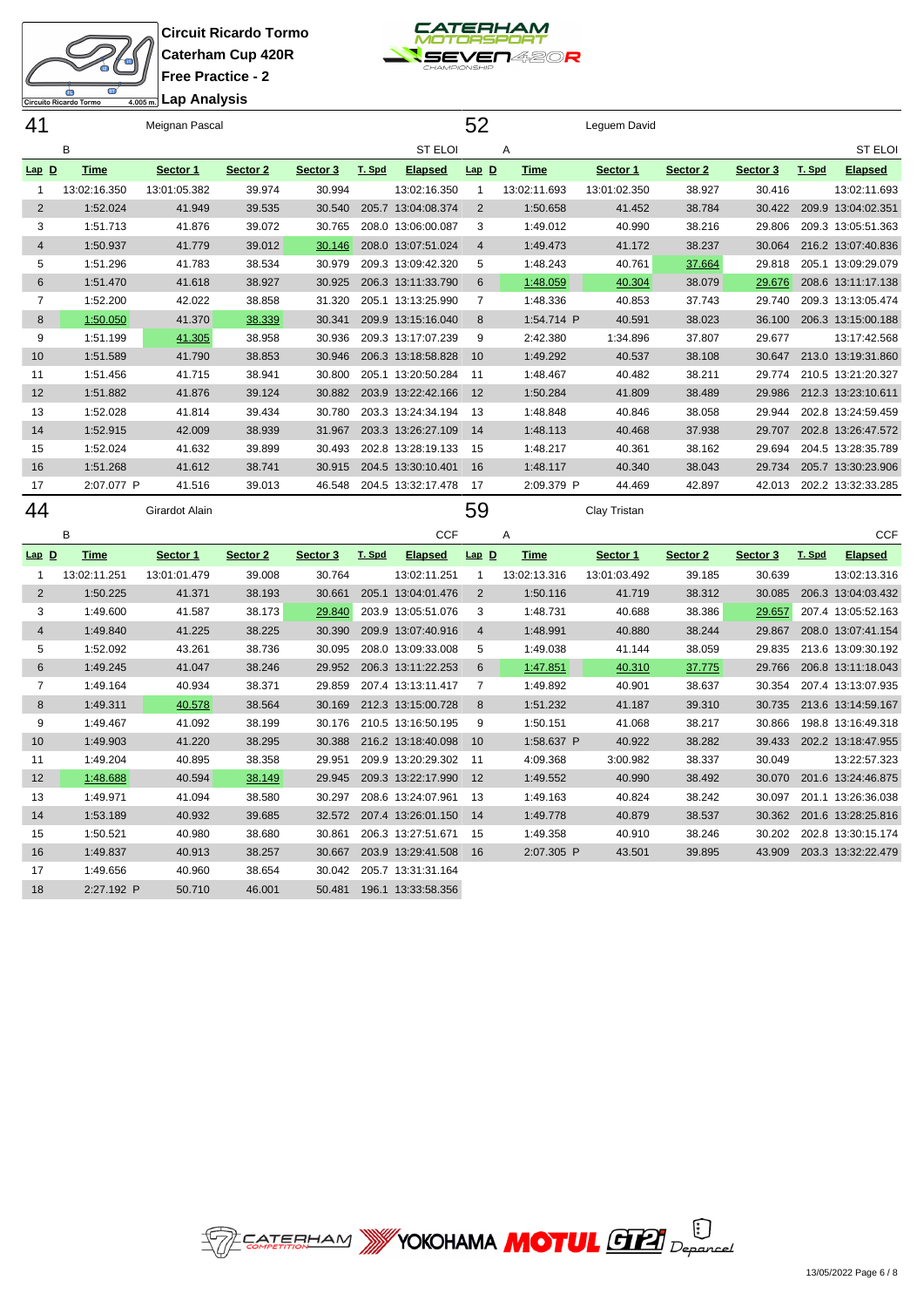Circuit Ricardo Tormo

Caterham Cup 420R

Free Practice - 2

Lap Analysis

## 41 Meignan Pascal — B — ST ELOI

| Lap | D | Time | Sector 1 | Sector 2 | Sector 3 | T. Spd | Elapsed |
|---|---|---|---|---|---|---|---|
| 1 | | 13:02:16.350 | 13:01:05.382 | 39.974 | 30.994 | | 13:02:16.350 |
| 2 | | 1:52.024 | 41.949 | 39.535 | 30.540 | 205.7 | 13:04:08.374 |
| 3 | | 1:51.713 | 41.876 | 39.072 | 30.765 | 208.0 | 13:06:00.087 |
| 4 | | 1:50.937 | 41.779 | 39.012 | 30.146 | 208.0 | 13:07:51.024 |
| 5 | | 1:51.296 | 41.783 | 38.534 | 30.979 | 209.3 | 13:09:42.320 |
| 6 | | 1:51.470 | 41.618 | 38.927 | 30.925 | 206.3 | 13:11:33.790 |
| 7 | | 1:52.200 | 42.022 | 38.858 | 31.320 | 205.1 | 13:13:25.990 |
| 8 | | 1:50.050 | 41.370 | 38.339 | 30.341 | 209.9 | 13:15:16.040 |
| 9 | | 1:51.199 | 41.305 | 38.958 | 30.936 | 209.3 | 13:17:07.239 |
| 10 | | 1:51.589 | 41.790 | 38.853 | 30.946 | 206.3 | 13:18:58.828 |
| 11 | | 1:51.456 | 41.715 | 38.941 | 30.800 | 205.1 | 13:20:50.284 |
| 12 | | 1:51.882 | 41.876 | 39.124 | 30.882 | 203.9 | 13:22:42.166 |
| 13 | | 1:52.028 | 41.814 | 39.434 | 30.780 | 203.3 | 13:24:34.194 |
| 14 | | 1:52.915 | 42.009 | 38.939 | 31.967 | 203.3 | 13:26:27.109 |
| 15 | | 1:52.024 | 41.632 | 39.899 | 30.493 | 202.8 | 13:28:19.133 |
| 16 | | 1:51.268 | 41.612 | 38.741 | 30.915 | 204.5 | 13:30:10.401 |
| 17 | | 2:07.077 P | 41.516 | 39.013 | 46.548 | 204.5 | 13:32:17.478 |

## 52 Leguem David — A — ST ELOI

| Lap | D | Time | Sector 1 | Sector 2 | Sector 3 | T. Spd | Elapsed |
|---|---|---|---|---|---|---|---|
| 1 | | 13:02:11.693 | 13:01:02.350 | 38.927 | 30.416 | | 13:02:11.693 |
| 2 | | 1:50.658 | 41.452 | 38.784 | 30.422 | 209.9 | 13:04:02.351 |
| 3 | | 1:49.012 | 40.990 | 38.216 | 29.806 | 209.3 | 13:05:51.363 |
| 4 | | 1:49.473 | 41.172 | 38.237 | 30.064 | 216.2 | 13:07:40.836 |
| 5 | | 1:48.243 | 40.761 | 37.664 | 29.818 | 205.1 | 13:09:29.079 |
| 6 | | 1:48.059 | 40.304 | 38.079 | 29.676 | 208.6 | 13:11:17.138 |
| 7 | | 1:48.336 | 40.853 | 37.743 | 29.740 | 209.3 | 13:13:05.474 |
| 8 | | 1:54.714 P | 40.591 | 38.023 | 36.100 | 206.3 | 13:15:00.188 |
| 9 | | 2:42.380 | 1:34.896 | 37.807 | 29.677 | | 13:17:42.568 |
| 10 | | 1:49.292 | 40.537 | 38.108 | 30.647 | 213.0 | 13:19:31.860 |
| 11 | | 1:48.467 | 40.482 | 38.211 | 29.774 | 210.5 | 13:21:20.327 |
| 12 | | 1:50.284 | 41.809 | 38.489 | 29.986 | 212.3 | 13:23:10.611 |
| 13 | | 1:48.848 | 40.846 | 38.058 | 29.944 | 202.8 | 13:24:59.459 |
| 14 | | 1:48.113 | 40.468 | 37.938 | 29.707 | 202.8 | 13:26:47.572 |
| 15 | | 1:48.217 | 40.361 | 38.162 | 29.694 | 204.5 | 13:28:35.789 |
| 16 | | 1:48.117 | 40.340 | 38.043 | 29.734 | 205.7 | 13:30:23.906 |
| 17 | | 2:09.379 P | 44.469 | 42.897 | 42.013 | 202.2 | 13:32:33.285 |

## 44 Girardot Alain — B — CCF

| Lap | D | Time | Sector 1 | Sector 2 | Sector 3 | T. Spd | Elapsed |
|---|---|---|---|---|---|---|---|
| 1 | | 13:02:11.251 | 13:01:01.479 | 39.008 | 30.764 | | 13:02:11.251 |
| 2 | | 1:50.225 | 41.371 | 38.193 | 30.661 | 205.1 | 13:04:01.476 |
| 3 | | 1:49.600 | 41.587 | 38.173 | 29.840 | 203.9 | 13:05:51.076 |
| 4 | | 1:49.840 | 41.225 | 38.225 | 30.390 | 209.9 | 13:07:40.916 |
| 5 | | 1:52.092 | 43.261 | 38.736 | 30.095 | 208.0 | 13:09:33.008 |
| 6 | | 1:49.245 | 41.047 | 38.246 | 29.952 | 206.3 | 13:11:22.253 |
| 7 | | 1:49.164 | 40.934 | 38.371 | 29.859 | 207.4 | 13:13:11.417 |
| 8 | | 1:49.311 | 40.578 | 38.564 | 30.169 | 212.3 | 13:15:00.728 |
| 9 | | 1:49.467 | 41.092 | 38.199 | 30.176 | 210.5 | 13:16:50.195 |
| 10 | | 1:49.903 | 41.220 | 38.295 | 30.388 | 216.2 | 13:18:40.098 |
| 11 | | 1:49.204 | 40.895 | 38.358 | 29.951 | 209.9 | 13:20:29.302 |
| 12 | | 1:48.688 | 40.594 | 38.149 | 29.945 | 209.3 | 13:22:17.990 |
| 13 | | 1:49.971 | 41.094 | 38.580 | 30.297 | 208.6 | 13:24:07.961 |
| 14 | | 1:53.189 | 40.932 | 39.685 | 32.572 | 207.4 | 13:26:01.150 |
| 15 | | 1:50.521 | 40.980 | 38.680 | 30.861 | 206.3 | 13:27:51.671 |
| 16 | | 1:49.837 | 40.913 | 38.257 | 30.667 | 203.9 | 13:29:41.508 |
| 17 | | 1:49.656 | 40.960 | 38.654 | 30.042 | 205.7 | 13:31:31.164 |
| 18 | | 2:27.192 P | 50.710 | 46.001 | 50.481 | 196.1 | 13:33:58.356 |

## 59 Clay Tristan — A — CCF

| Lap | D | Time | Sector 1 | Sector 2 | Sector 3 | T. Spd | Elapsed |
|---|---|---|---|---|---|---|---|
| 1 | | 13:02:13.316 | 13:01:03.492 | 39.185 | 30.639 | | 13:02:13.316 |
| 2 | | 1:50.116 | 41.719 | 38.312 | 30.085 | 206.3 | 13:04:03.432 |
| 3 | | 1:48.731 | 40.688 | 38.386 | 29.657 | 207.4 | 13:05:52.163 |
| 4 | | 1:48.991 | 40.880 | 38.244 | 29.867 | 208.0 | 13:07:41.154 |
| 5 | | 1:49.038 | 41.144 | 38.059 | 29.835 | 213.6 | 13:09:30.192 |
| 6 | | 1:47.851 | 40.310 | 37.775 | 29.766 | 206.8 | 13:11:18.043 |
| 7 | | 1:49.892 | 40.901 | 38.637 | 30.354 | 207.4 | 13:13:07.935 |
| 8 | | 1:51.232 | 41.187 | 39.310 | 30.735 | 213.6 | 13:14:59.167 |
| 9 | | 1:50.151 | 41.068 | 38.217 | 30.866 | 198.8 | 13:16:49.318 |
| 10 | | 1:58.637 P | 40.922 | 38.282 | 39.433 | 202.2 | 13:18:47.955 |
| 11 | | 4:09.368 | 3:00.982 | 38.337 | 30.049 | | 13:22:57.323 |
| 12 | | 1:49.552 | 40.990 | 38.492 | 30.070 | 201.6 | 13:24:46.875 |
| 13 | | 1:49.163 | 40.824 | 38.242 | 30.097 | 201.1 | 13:26:36.038 |
| 14 | | 1:49.778 | 40.879 | 38.537 | 30.362 | 201.6 | 13:28:25.816 |
| 15 | | 1:49.358 | 40.910 | 38.246 | 30.202 | 202.8 | 13:30:15.174 |
| 16 | | 2:07.305 P | 43.501 | 39.895 | 43.909 | 203.3 | 13:32:22.479 |

13/05/2022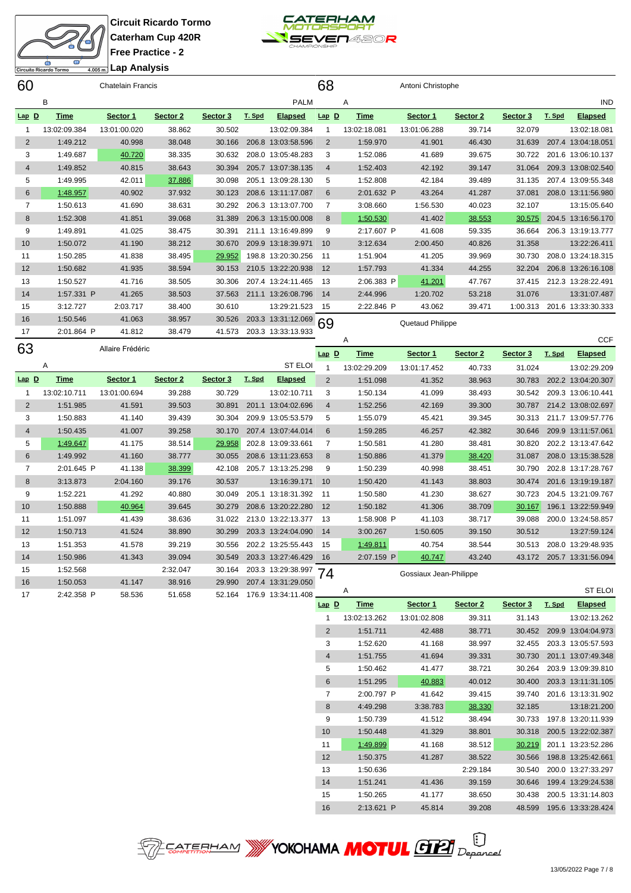Circuit Ricardo Tormo
Caterham Cup 420R
Free Practice - 2
Lap Analysis

## 60 Chatelain Francis

B — PALM

| Lap | D | Time | Sector 1 | Sector 2 | Sector 3 | T. Spd | Elapsed |
|---|---|---|---|---|---|---|---|
| 1 | | 13:02:09.384 | 13:01:00.020 | 38.862 | 30.502 | | 13:02:09.384 |
| 2 | | 1:49.212 | 40.998 | 38.048 | 30.166 | 206.8 | 13:03:58.596 |
| 3 | | 1:49.687 | 40.720 | 38.335 | 30.632 | 208.0 | 13:05:48.283 |
| 4 | | 1:49.852 | 40.815 | 38.643 | 30.394 | 205.7 | 13:07:38.135 |
| 5 | | 1:49.995 | 42.011 | 37.886 | 30.098 | 205.1 | 13:09:28.130 |
| 6 | | 1:48.957 | 40.902 | 37.932 | 30.123 | 208.6 | 13:11:17.087 |
| 7 | | 1:50.613 | 41.690 | 38.631 | 30.292 | 206.3 | 13:13:07.700 |
| 8 | | 1:52.308 | 41.851 | 39.068 | 31.389 | 206.3 | 13:15:00.008 |
| 9 | | 1:49.891 | 41.025 | 38.475 | 30.391 | 211.1 | 13:16:49.899 |
| 10 | | 1:50.072 | 41.190 | 38.212 | 30.670 | 209.9 | 13:18:39.971 |
| 11 | | 1:50.285 | 41.838 | 38.495 | 29.952 | 198.8 | 13:20:30.256 |
| 12 | | 1:50.682 | 41.935 | 38.594 | 30.153 | 210.5 | 13:22:20.938 |
| 13 | | 1:50.527 | 41.716 | 38.505 | 30.306 | 207.4 | 13:24:11.465 |
| 14 | | 1:57.331 P | 41.265 | 38.503 | 37.563 | 211.1 | 13:26:08.796 |
| 15 | | 3:12.727 | 2:03.717 | 38.400 | 30.610 | | 13:29:21.523 |
| 16 | | 1:50.546 | 41.063 | 38.957 | 30.526 | 203.3 | 13:31:12.069 |
| 17 | | 2:01.864 P | 41.812 | 38.479 | 41.573 | 203.3 | 13:33:13.933 |

## 63 Allaire Frédéric

A — ST ELOI

| Lap | D | Time | Sector 1 | Sector 2 | Sector 3 | T. Spd | Elapsed |
|---|---|---|---|---|---|---|---|
| 1 | | 13:02:10.711 | 13:01:00.694 | 39.288 | 30.729 | | 13:02:10.711 |
| 2 | | 1:51.985 | 41.591 | 39.503 | 30.891 | 201.1 | 13:04:02.696 |
| 3 | | 1:50.883 | 41.140 | 39.439 | 30.304 | 209.9 | 13:05:53.579 |
| 4 | | 1:50.435 | 41.007 | 39.258 | 30.170 | 207.4 | 13:07:44.014 |
| 5 | | 1:49.647 | 41.175 | 38.514 | 29.958 | 202.8 | 13:09:33.661 |
| 6 | | 1:49.992 | 41.160 | 38.777 | 30.055 | 208.6 | 13:11:23.653 |
| 7 | | 2:01.645 P | 41.138 | 38.399 | 42.108 | 205.7 | 13:13:25.298 |
| 8 | | 3:13.873 | 2:04.160 | 39.176 | 30.537 | | 13:16:39.171 |
| 9 | | 1:52.221 | 41.292 | 40.880 | 30.049 | 205.1 | 13:18:31.392 |
| 10 | | 1:50.888 | 40.964 | 39.645 | 30.279 | 208.6 | 13:20:22.280 |
| 11 | | 1:51.097 | 41.439 | 38.636 | 31.022 | 213.0 | 13:22:13.377 |
| 12 | | 1:50.713 | 41.524 | 38.890 | 30.299 | 203.3 | 13:24:04.090 |
| 13 | | 1:51.353 | 41.578 | 39.219 | 30.556 | 202.2 | 13:25:55.443 |
| 14 | | 1:50.986 | 41.343 | 39.094 | 30.549 | 203.3 | 13:27:46.429 |
| 15 | | 1:52.568 | | 2:32.047 | 30.164 | 203.3 | 13:29:38.997 |
| 16 | | 1:50.053 | 41.147 | 38.916 | 29.990 | 207.4 | 13:31:29.050 |
| 17 | | 2:42.358 P | 58.536 | 51.658 | 52.164 | 176.9 | 13:34:11.408 |

## 68 Antoni Christophe

A — IND

| Lap | D | Time | Sector 1 | Sector 2 | Sector 3 | T. Spd | Elapsed |
|---|---|---|---|---|---|---|---|
| 1 | | 13:02:18.081 | 13:01:06.288 | 39.714 | 32.079 | | 13:02:18.081 |
| 2 | | 1:59.970 | 41.901 | 46.430 | 31.639 | 207.4 | 13:04:18.051 |
| 3 | | 1:52.086 | 41.689 | 39.675 | 30.722 | 201.6 | 13:06:10.137 |
| 4 | | 1:52.403 | 42.192 | 39.147 | 31.064 | 209.3 | 13:08:02.540 |
| 5 | | 1:52.808 | 42.184 | 39.489 | 31.135 | 207.4 | 13:09:55.348 |
| 6 | | 2:01.632 P | 43.264 | 41.287 | 37.081 | 208.0 | 13:11:56.980 |
| 7 | | 3:08.660 | 1:56.530 | 40.023 | 32.107 | | 13:15:05.640 |
| 8 | | 1:50.530 | 41.402 | 38.553 | 30.575 | 204.5 | 13:16:56.170 |
| 9 | | 2:17.607 P | 41.608 | 59.335 | 36.664 | 206.3 | 13:19:13.777 |
| 10 | | 3:12.634 | 2:00.450 | 40.826 | 31.358 | | 13:22:26.411 |
| 11 | | 1:51.904 | 41.205 | 39.969 | 30.730 | 208.0 | 13:24:18.315 |
| 12 | | 1:57.793 | 41.334 | 44.255 | 32.204 | 206.8 | 13:26:16.108 |
| 13 | | 2:06.383 P | 41.201 | 47.767 | 37.415 | 212.3 | 13:28:22.491 |
| 14 | | 2:44.996 | 1:20.702 | 53.218 | 31.076 | | 13:31:07.487 |
| 15 | | 2:22.846 P | 43.062 | 39.471 | 1:00.313 | 201.6 | 13:33:30.333 |

## 69 Quetaud Philippe

A — CCF

| Lap | D | Time | Sector 1 | Sector 2 | Sector 3 | T. Spd | Elapsed |
|---|---|---|---|---|---|---|---|
| 1 | | 13:02:29.209 | 13:01:17.452 | 40.733 | 31.024 | | 13:02:29.209 |
| 2 | | 1:51.098 | 41.352 | 38.963 | 30.783 | 202.2 | 13:04:20.307 |
| 3 | | 1:50.134 | 41.099 | 38.493 | 30.542 | 209.3 | 13:06:10.441 |
| 4 | | 1:52.256 | 42.169 | 39.300 | 30.787 | 214.2 | 13:08:02.697 |
| 5 | | 1:55.079 | 45.421 | 39.345 | 30.313 | 211.7 | 13:09:57.776 |
| 6 | | 1:59.285 | 46.257 | 42.382 | 30.646 | 209.9 | 13:11:57.061 |
| 7 | | 1:50.581 | 41.280 | 38.481 | 30.820 | 202.2 | 13:13:47.642 |
| 8 | | 1:50.886 | 41.379 | 38.420 | 31.087 | 208.0 | 13:15:38.528 |
| 9 | | 1:50.239 | 40.998 | 38.451 | 30.790 | 202.8 | 13:17:28.767 |
| 10 | | 1:50.420 | 41.143 | 38.803 | 30.474 | 201.6 | 13:19:19.187 |
| 11 | | 1:50.580 | 41.230 | 38.627 | 30.723 | 204.5 | 13:21:09.767 |
| 12 | | 1:50.182 | 41.306 | 38.709 | 30.167 | 196.1 | 13:22:59.949 |
| 13 | | 1:58.908 P | 41.103 | 38.717 | 39.088 | 200.0 | 13:24:58.857 |
| 14 | | 3:00.267 | 1:50.605 | 39.150 | 30.512 | | 13:27:59.124 |
| 15 | | 1:49.811 | 40.754 | 38.544 | 30.513 | 208.0 | 13:29:48.935 |
| 16 | | 2:07.159 P | 40.747 | 43.240 | 43.172 | 205.7 | 13:31:56.094 |

## 74 Gossiaux Jean-Philippe

A — ST ELOI

| Lap | D | Time | Sector 1 | Sector 2 | Sector 3 | T. Spd | Elapsed |
|---|---|---|---|---|---|---|---|
| 1 | | 13:02:13.262 | 13:01:02.808 | 39.311 | 31.143 | | 13:02:13.262 |
| 2 | | 1:51.711 | 42.488 | 38.771 | 30.452 | 209.9 | 13:04:04.973 |
| 3 | | 1:52.620 | 41.168 | 38.997 | 32.455 | 203.3 | 13:05:57.593 |
| 4 | | 1:51.755 | 41.694 | 39.331 | 30.730 | 201.1 | 13:07:49.348 |
| 5 | | 1:50.462 | 41.477 | 38.721 | 30.264 | 203.9 | 13:09:39.810 |
| 6 | | 1:51.295 | 40.883 | 40.012 | 30.400 | 203.3 | 13:11:31.105 |
| 7 | | 2:00.797 P | 41.642 | 39.415 | 39.740 | 201.6 | 13:13:31.902 |
| 8 | | 4:49.298 | 3:38.783 | 38.330 | 32.185 | | 13:18:21.200 |
| 9 | | 1:50.739 | 41.512 | 38.494 | 30.733 | 197.8 | 13:20:11.939 |
| 10 | | 1:50.448 | 41.329 | 38.801 | 30.318 | 200.5 | 13:22:02.387 |
| 11 | | 1:49.899 | 41.168 | 38.512 | 30.219 | 201.1 | 13:23:52.286 |
| 12 | | 1:50.375 | 41.287 | 38.522 | 30.566 | 198.8 | 13:25:42.661 |
| 13 | | 1:50.636 | | 2:29.184 | 30.540 | 200.0 | 13:27:33.297 |
| 14 | | 1:51.241 | 41.436 | 39.159 | 30.646 | 199.4 | 13:29:24.538 |
| 15 | | 1:50.265 | 41.177 | 38.650 | 30.438 | 200.5 | 13:31:14.803 |
| 16 | | 2:13.621 P | 45.814 | 39.208 | 48.599 | 195.6 | 13:33:28.424 |

13/05/2022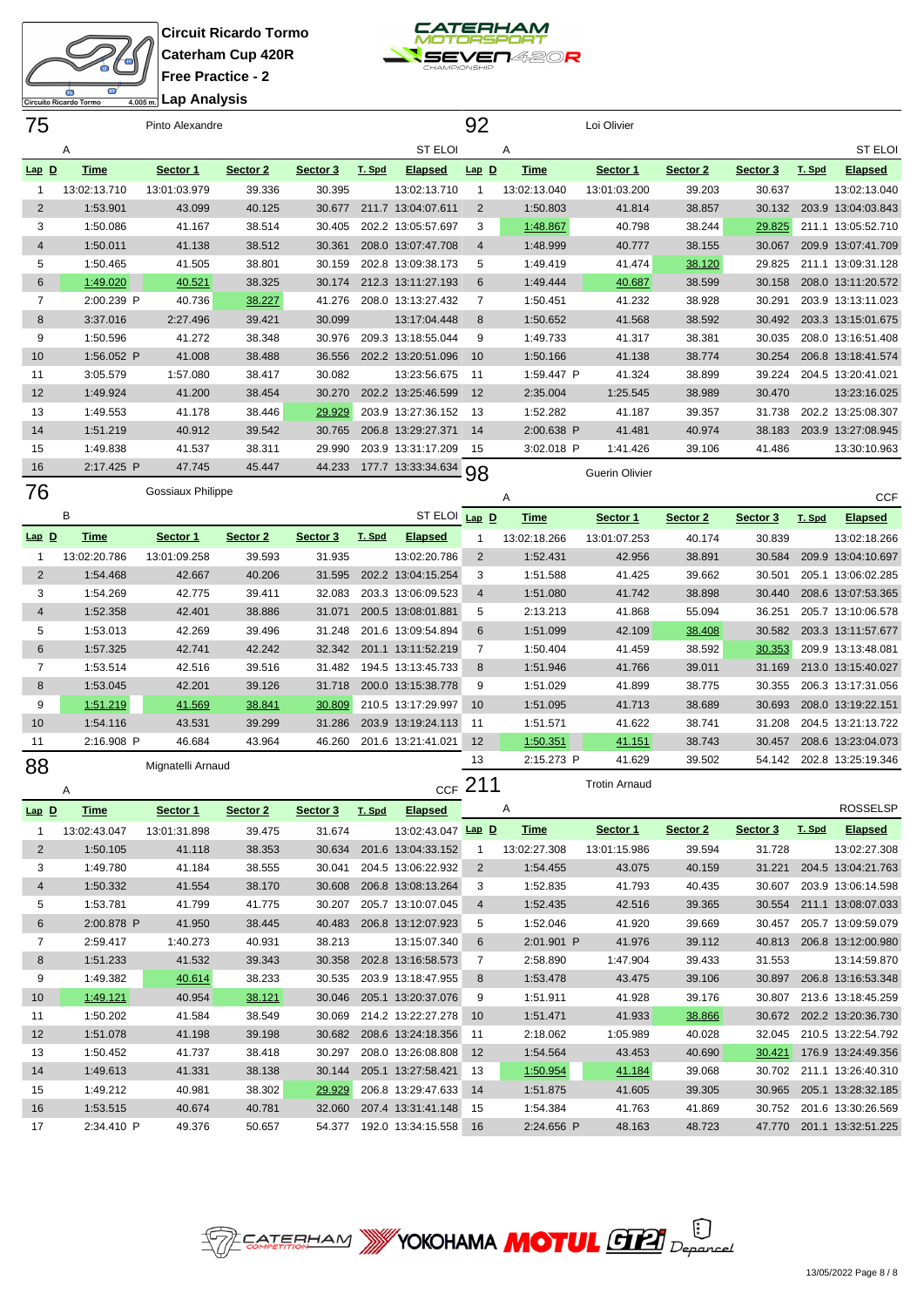Circuit Ricardo Tormo
Caterham Cup 420R
Free Practice - 2
Lap Analysis

## 75 Pinto Alexandre

A — ST ELOI

| Lap | D | Time | Sector 1 | Sector 2 | Sector 3 | T. Spd | Elapsed |
|---|---|---|---|---|---|---|---|
| 1 | | 13:02:13.710 | 13:01:03.979 | 39.336 | 30.395 | | 13:02:13.710 |
| 2 | | 1:53.901 | 43.099 | 40.125 | 30.677 | 211.7 | 13:04:07.611 |
| 3 | | 1:50.086 | 41.167 | 38.514 | 30.405 | 202.2 | 13:05:57.697 |
| 4 | | 1:50.011 | 41.138 | 38.512 | 30.361 | 208.0 | 13:07:47.708 |
| 5 | | 1:50.465 | 41.505 | 38.801 | 30.159 | 202.8 | 13:09:38.173 |
| 6 | | 1:49.020 | 40.521 | 38.325 | 30.174 | 212.3 | 13:11:27.193 |
| 7 | | 2:00.239 P | 40.736 | 38.227 | 41.276 | 208.0 | 13:13:27.432 |
| 8 | | 3:37.016 | 2:27.496 | 39.421 | 30.099 | | 13:17:04.448 |
| 9 | | 1:50.596 | 41.272 | 38.348 | 30.976 | 209.3 | 13:18:55.044 |
| 10 | | 1:56.052 P | 41.008 | 38.488 | 36.556 | 202.2 | 13:20:51.096 |
| 11 | | 3:05.579 | 1:57.080 | 38.417 | 30.082 | | 13:23:56.675 |
| 12 | | 1:49.924 | 41.200 | 38.454 | 30.270 | 202.2 | 13:25:46.599 |
| 13 | | 1:49.553 | 41.178 | 38.446 | 29.929 | 203.9 | 13:27:36.152 |
| 14 | | 1:51.219 | 40.912 | 39.542 | 30.765 | 206.8 | 13:29:27.371 |
| 15 | | 1:49.838 | 41.537 | 38.311 | 29.990 | 203.9 | 13:31:17.209 |
| 16 | | 2:17.425 P | 47.745 | 45.447 | 44.233 | 177.7 | 13:33:34.634 |

## 76 Gossiaux Philippe

B — ST ELOI

| Lap | D | Time | Sector 1 | Sector 2 | Sector 3 | T. Spd | Elapsed |
|---|---|---|---|---|---|---|---|
| 1 | | 13:02:20.786 | 13:01:09.258 | 39.593 | 31.935 | | 13:02:20.786 |
| 2 | | 1:54.468 | 42.667 | 40.206 | 31.595 | 202.2 | 13:04:15.254 |
| 3 | | 1:54.269 | 42.775 | 39.411 | 32.083 | 203.3 | 13:06:09.523 |
| 4 | | 1:52.358 | 42.401 | 38.886 | 31.071 | 200.5 | 13:08:01.881 |
| 5 | | 1:53.013 | 42.269 | 39.496 | 31.248 | 201.6 | 13:09:54.894 |
| 6 | | 1:57.325 | 42.741 | 42.242 | 32.342 | 201.1 | 13:11:52.219 |
| 7 | | 1:53.514 | 42.516 | 39.516 | 31.482 | 194.5 | 13:13:45.733 |
| 8 | | 1:53.045 | 42.201 | 39.126 | 31.718 | 200.0 | 13:15:38.778 |
| 9 | | 1:51.219 | 41.569 | 38.841 | 30.809 | 210.5 | 13:17:29.997 |
| 10 | | 1:54.116 | 43.531 | 39.299 | 31.286 | 203.9 | 13:19:24.113 |
| 11 | | 2:16.908 P | 46.684 | 43.964 | 46.260 | 201.6 | 13:21:41.021 |

## 88 Mignatelli Arnaud

A — CCF

| Lap | D | Time | Sector 1 | Sector 2 | Sector 3 | T. Spd | Elapsed |
|---|---|---|---|---|---|---|---|
| 1 | | 13:02:43.047 | 13:01:31.898 | 39.475 | 31.674 | | 13:02:43.047 |
| 2 | | 1:50.105 | 41.118 | 38.353 | 30.634 | 201.6 | 13:04:33.152 |
| 3 | | 1:49.780 | 41.184 | 38.555 | 30.041 | 204.5 | 13:06:22.932 |
| 4 | | 1:50.332 | 41.554 | 38.170 | 30.608 | 206.8 | 13:08:13.264 |
| 5 | | 1:53.781 | 41.799 | 41.775 | 30.207 | 205.7 | 13:10:07.045 |
| 6 | | 2:00.878 P | 41.950 | 38.445 | 40.483 | 206.8 | 13:12:07.923 |
| 7 | | 2:59.417 | 1:40.273 | 40.931 | 38.213 | | 13:15:07.340 |
| 8 | | 1:51.233 | 41.532 | 39.343 | 30.358 | 202.8 | 13:16:58.573 |
| 9 | | 1:49.382 | 40.614 | 38.233 | 30.535 | 203.9 | 13:18:47.955 |
| 10 | | 1:49.121 | 40.954 | 38.121 | 30.046 | 205.1 | 13:20:37.076 |
| 11 | | 1:50.202 | 41.584 | 38.549 | 30.069 | 214.2 | 13:22:27.278 |
| 12 | | 1:51.078 | 41.198 | 39.198 | 30.682 | 208.6 | 13:24:18.356 |
| 13 | | 1:50.452 | 41.737 | 38.418 | 30.297 | 208.0 | 13:26:08.808 |
| 14 | | 1:49.613 | 41.331 | 38.138 | 30.144 | 205.1 | 13:27:58.421 |
| 15 | | 1:49.212 | 40.981 | 38.302 | 29.929 | 206.8 | 13:29:47.633 |
| 16 | | 1:53.515 | 40.674 | 40.781 | 32.060 | 207.4 | 13:31:41.148 |
| 17 | | 2:34.410 P | 49.376 | 50.657 | 54.377 | 192.0 | 13:34:15.558 |

## 92 Loi Olivier

A — ST ELOI

| Lap | D | Time | Sector 1 | Sector 2 | Sector 3 | T. Spd | Elapsed |
|---|---|---|---|---|---|---|---|
| 1 | | 13:02:13.040 | 13:01:03.200 | 39.203 | 30.637 | | 13:02:13.040 |
| 2 | | 1:50.803 | 41.814 | 38.857 | 30.132 | 203.9 | 13:04:03.843 |
| 3 | | 1:48.867 | 40.798 | 38.244 | 29.825 | 211.1 | 13:05:52.710 |
| 4 | | 1:48.999 | 40.777 | 38.155 | 30.067 | 209.9 | 13:07:41.709 |
| 5 | | 1:49.419 | 41.474 | 38.120 | 29.825 | 211.1 | 13:09:31.128 |
| 6 | | 1:49.444 | 40.687 | 38.599 | 30.158 | 208.0 | 13:11:20.572 |
| 7 | | 1:50.451 | 41.232 | 38.928 | 30.291 | 203.9 | 13:13:11.023 |
| 8 | | 1:50.652 | 41.568 | 38.592 | 30.492 | 203.3 | 13:15:01.675 |
| 9 | | 1:49.733 | 41.317 | 38.381 | 30.035 | 208.0 | 13:16:51.408 |
| 10 | | 1:50.166 | 41.138 | 38.774 | 30.254 | 206.8 | 13:18:41.574 |
| 11 | | 1:59.447 P | 41.324 | 38.899 | 39.224 | 204.5 | 13:20:41.021 |
| 12 | | 2:35.004 | 1:25.545 | 38.989 | 30.470 | | 13:23:16.025 |
| 13 | | 1:52.282 | 41.187 | 39.357 | 31.738 | 202.2 | 13:25:08.307 |
| 14 | | 2:00.638 P | 41.481 | 40.974 | 38.183 | 203.9 | 13:27:08.945 |
| 15 | | 3:02.018 P | 1:41.426 | 39.106 | 41.486 | | 13:30:10.963 |

## 98 Guerin Olivier

A — CCF

| Lap | D | Time | Sector 1 | Sector 2 | Sector 3 | T. Spd | Elapsed |
|---|---|---|---|---|---|---|---|
| 1 | | 13:02:18.266 | 13:01:07.253 | 40.174 | 30.839 | | 13:02:18.266 |
| 2 | | 1:52.431 | 42.956 | 38.891 | 30.584 | 209.9 | 13:04:10.697 |
| 3 | | 1:51.588 | 41.425 | 39.662 | 30.501 | 205.1 | 13:06:02.285 |
| 4 | | 1:51.080 | 41.742 | 38.898 | 30.440 | 208.6 | 13:07:53.365 |
| 5 | | 2:13.213 | 41.868 | 55.094 | 36.251 | 205.7 | 13:10:06.578 |
| 6 | | 1:51.099 | 42.109 | 38.408 | 30.582 | 203.3 | 13:11:57.677 |
| 7 | | 1:50.404 | 41.459 | 38.592 | 30.353 | 209.9 | 13:13:48.081 |
| 8 | | 1:51.946 | 41.766 | 39.011 | 31.169 | 213.0 | 13:15:40.027 |
| 9 | | 1:51.029 | 41.899 | 38.775 | 30.355 | 206.3 | 13:17:31.056 |
| 10 | | 1:51.095 | 41.713 | 38.689 | 30.693 | 208.0 | 13:19:22.151 |
| 11 | | 1:51.571 | 41.622 | 38.741 | 31.208 | 204.5 | 13:21:13.722 |
| 12 | | 1:50.351 | 41.151 | 38.743 | 30.457 | 208.6 | 13:23:04.073 |
| 13 | | 2:15.273 P | 41.629 | 39.502 | 54.142 | 202.8 | 13:25:19.346 |

## 211 Trotin Arnaud

A — ROSSELSP

| Lap | D | Time | Sector 1 | Sector 2 | Sector 3 | T. Spd | Elapsed |
|---|---|---|---|---|---|---|---|
| 1 | | 13:02:27.308 | 13:01:15.986 | 39.594 | 31.728 | | 13:02:27.308 |
| 2 | | 1:54.455 | 43.075 | 40.159 | 31.221 | 204.5 | 13:04:21.763 |
| 3 | | 1:52.835 | 41.793 | 40.435 | 30.607 | 203.9 | 13:06:14.598 |
| 4 | | 1:52.435 | 42.516 | 39.365 | 30.554 | 211.1 | 13:08:07.033 |
| 5 | | 1:52.046 | 41.920 | 39.669 | 30.457 | 205.7 | 13:09:59.079 |
| 6 | | 2:01.901 P | 41.976 | 39.112 | 40.813 | 206.8 | 13:12:00.980 |
| 7 | | 2:58.890 | 1:47.904 | 39.433 | 31.553 | | 13:14:59.870 |
| 8 | | 1:53.478 | 43.475 | 39.106 | 30.897 | 206.8 | 13:16:53.348 |
| 9 | | 1:51.911 | 41.928 | 39.176 | 30.807 | 213.6 | 13:18:45.259 |
| 10 | | 1:51.471 | 41.933 | 38.866 | 30.672 | 202.2 | 13:20:36.730 |
| 11 | | 2:18.062 | 1:05.989 | 40.028 | 32.045 | 210.5 | 13:22:54.792 |
| 12 | | 1:54.564 | 43.453 | 40.690 | 30.421 | 176.9 | 13:24:49.356 |
| 13 | | 1:50.954 | 41.184 | 39.068 | 30.702 | 211.1 | 13:26:40.310 |
| 14 | | 1:51.875 | 41.605 | 39.305 | 30.965 | 205.1 | 13:28:32.185 |
| 15 | | 1:54.384 | 41.763 | 41.869 | 30.752 | 201.6 | 13:30:26.569 |
| 16 | | 2:24.656 P | 48.163 | 48.723 | 47.770 | 201.1 | 13:32:51.225 |

13/05/2022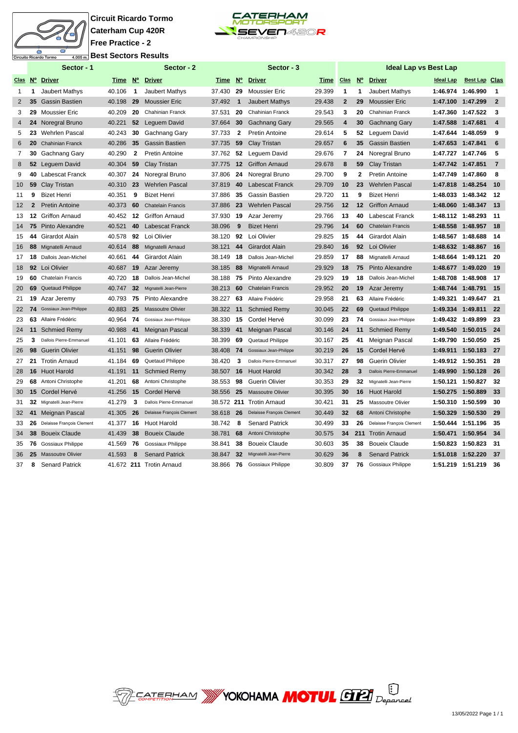**Circuit Ricardo Tormo**
**Caterham Cup 420R**
**Free Practice - 2**
**Best Sectors Results**

| Sector - 1 | | | | Sector - 2 | | | Sector - 3 | | | Ideal Lap vs Best Lap | | | | | |
|---|---|---|---|---|---|---|---|---|---|---|---|---|---|---|---|
| Clas | Nº | Driver | Time | Nº | Driver | Time | Nº | Driver | Time | Clas | Nº | Driver | Ideal Lap | Best Lap | Clas |
| 1 | 1 | Jaubert Mathys | 40.106 | 1 | Jaubert Mathys | 37.430 | 29 | Moussier Eric | 29.399 | 1 | 1 | Jaubert Mathys | 1:46.974 | 1:46.990 | 1 |
| 2 | 35 | Gassin Bastien | 40.198 | 29 | Moussier Eric | 37.492 | 1 | Jaubert Mathys | 29.438 | 2 | 29 | Moussier Eric | 1:47.100 | 1:47.299 | 2 |
| 3 | 29 | Moussier Eric | 40.209 | 20 | Chahinian Franck | 37.531 | 20 | Chahinian Franck | 29.543 | 3 | 20 | Chahinian Franck | 1:47.360 | 1:47.522 | 3 |
| 4 | 24 | Noregral Bruno | 40.221 | 52 | Leguem David | 37.664 | 30 | Gachnang Gary | 29.565 | 4 | 30 | Gachnang Gary | 1:47.588 | 1:47.681 | 4 |
| 5 | 23 | Wehrlen Pascal | 40.243 | 30 | Gachnang Gary | 37.733 | 2 | Pretin Antoine | 29.614 | 5 | 52 | Leguem David | 1:47.644 | 1:48.059 | 9 |
| 6 | 20 | Chahinian Franck | 40.286 | 35 | Gassin Bastien | 37.735 | 59 | Clay Tristan | 29.657 | 6 | 35 | Gassin Bastien | 1:47.653 | 1:47.841 | 6 |
| 7 | 30 | Gachnang Gary | 40.290 | 2 | Pretin Antoine | 37.762 | 52 | Leguem David | 29.676 | 7 | 24 | Noregral Bruno | 1:47.727 | 1:47.746 | 5 |
| 8 | 52 | Leguem David | 40.304 | 59 | Clay Tristan | 37.775 | 12 | Griffon Arnaud | 29.678 | 8 | 59 | Clay Tristan | 1:47.742 | 1:47.851 | 7 |
| 9 | 40 | Labescat Franck | 40.307 | 24 | Noregral Bruno | 37.806 | 24 | Noregral Bruno | 29.700 | 9 | 2 | Pretin Antoine | 1:47.749 | 1:47.860 | 8 |
| 10 | 59 | Clay Tristan | 40.310 | 23 | Wehrlen Pascal | 37.819 | 40 | Labescat Franck | 29.709 | 10 | 23 | Wehrlen Pascal | 1:47.818 | 1:48.254 | 10 |
| 11 | 9 | Bizet Henri | 40.351 | 9 | Bizet Henri | 37.886 | 35 | Gassin Bastien | 29.720 | 11 | 9 | Bizet Henri | 1:48.033 | 1:48.342 | 12 |
| 12 | 2 | Pretin Antoine | 40.373 | 60 | Chatelain Francis | 37.886 | 23 | Wehrlen Pascal | 29.756 | 12 | 12 | Griffon Arnaud | 1:48.060 | 1:48.347 | 13 |
| 13 | 12 | Griffon Arnaud | 40.452 | 12 | Griffon Arnaud | 37.930 | 19 | Azar Jeremy | 29.766 | 13 | 40 | Labescat Franck | 1:48.112 | 1:48.293 | 11 |
| 14 | 75 | Pinto Alexandre | 40.521 | 40 | Labescat Franck | 38.096 | 9 | Bizet Henri | 29.796 | 14 | 60 | Chatelain Francis | 1:48.558 | 1:48.957 | 18 |
| 15 | 44 | Girardot Alain | 40.578 | 92 | Loi Olivier | 38.120 | 92 | Loi Olivier | 29.825 | 15 | 44 | Girardot Alain | 1:48.567 | 1:48.688 | 14 |
| 16 | 88 | Mignatelli Arnaud | 40.614 | 88 | Mignatelli Arnaud | 38.121 | 44 | Girardot Alain | 29.840 | 16 | 92 | Loi Olivier | 1:48.632 | 1:48.867 | 16 |
| 17 | 18 | Dallois Jean-Michel | 40.661 | 44 | Girardot Alain | 38.149 | 18 | Dallois Jean-Michel | 29.859 | 17 | 88 | Mignatelli Arnaud | 1:48.664 | 1:49.121 | 20 |
| 18 | 92 | Loi Olivier | 40.687 | 19 | Azar Jeremy | 38.185 | 88 | Mignatelli Arnaud | 29.929 | 18 | 75 | Pinto Alexandre | 1:48.677 | 1:49.020 | 19 |
| 19 | 60 | Chatelain Francis | 40.720 | 18 | Dallois Jean-Michel | 38.188 | 75 | Pinto Alexandre | 29.929 | 19 | 18 | Dallois Jean-Michel | 1:48.708 | 1:48.908 | 17 |
| 20 | 69 | Quetaud Philippe | 40.747 | 32 | Mignatelli Jean-Pierre | 38.213 | 60 | Chatelain Francis | 29.952 | 20 | 19 | Azar Jeremy | 1:48.744 | 1:48.791 | 15 |
| 21 | 19 | Azar Jeremy | 40.793 | 75 | Pinto Alexandre | 38.227 | 63 | Allaire Frédéric | 29.958 | 21 | 63 | Allaire Frédéric | 1:49.321 | 1:49.647 | 21 |
| 22 | 74 | Gossiaux Jean-Philippe | 40.883 | 25 | Massoutre Olivier | 38.322 | 11 | Schmied Remy | 30.045 | 22 | 69 | Quetaud Philippe | 1:49.334 | 1:49.811 | 22 |
| 23 | 63 | Allaire Frédéric | 40.964 | 74 | Gossiaux Jean-Philippe | 38.330 | 15 | Cordel Hervé | 30.099 | 23 | 74 | Gossiaux Jean-Philippe | 1:49.432 | 1:49.899 | 23 |
| 24 | 11 | Schmied Remy | 40.988 | 41 | Meignan Pascal | 38.339 | 41 | Meignan Pascal | 30.146 | 24 | 11 | Schmied Remy | 1:49.540 | 1:50.015 | 24 |
| 25 | 3 | Dallois Pierre-Emmanuel | 41.101 | 63 | Allaire Frédéric | 38.399 | 69 | Quetaud Philippe | 30.167 | 25 | 41 | Meignan Pascal | 1:49.790 | 1:50.050 | 25 |
| 26 | 98 | Guerin Olivier | 41.151 | 98 | Guerin Olivier | 38.408 | 74 | Gossiaux Jean-Philippe | 30.219 | 26 | 15 | Cordel Hervé | 1:49.911 | 1:50.183 | 27 |
| 27 | 21 | Trotin Arnaud | 41.184 | 69 | Quetaud Philippe | 38.420 | 3 | Dallois Pierre-Emmanuel | 30.317 | 27 | 98 | Guerin Olivier | 1:49.912 | 1:50.351 | 28 |
| 28 | 16 | Huot Harold | 41.191 | 11 | Schmied Remy | 38.507 | 16 | Huot Harold | 30.342 | 28 | 3 | Dallois Pierre-Emmanuel | 1:49.990 | 1:50.128 | 26 |
| 29 | 68 | Antoni Christophe | 41.201 | 68 | Antoni Christophe | 38.553 | 98 | Guerin Olivier | 30.353 | 29 | 32 | Mignatelli Jean-Pierre | 1:50.121 | 1:50.827 | 32 |
| 30 | 15 | Cordel Hervé | 41.256 | 15 | Cordel Hervé | 38.556 | 25 | Massoutre Olivier | 30.395 | 30 | 16 | Huot Harold | 1:50.275 | 1:50.889 | 33 |
| 31 | 32 | Mignatelli Jean-Pierre | 41.279 | 3 | Dallois Pierre-Emmanuel | 38.572 | 211 | Trotin Arnaud | 30.421 | 31 | 25 | Massoutre Olivier | 1:50.310 | 1:50.599 | 30 |
| 32 | 41 | Meignan Pascal | 41.305 | 26 | Delaisse François Clement | 38.618 | 26 | Delaisse François Clement | 30.449 | 32 | 68 | Antoni Christophe | 1:50.329 | 1:50.530 | 29 |
| 33 | 26 | Delaisse François Clement | 41.377 | 16 | Huot Harold | 38.742 | 8 | Senard Patrick | 30.499 | 33 | 26 | Delaisse François Clement | 1:50.444 | 1:51.196 | 35 |
| 34 | 38 | Boueix Claude | 41.439 | 38 | Boueix Claude | 38.781 | 68 | Antoni Christophe | 30.575 | 34 | 211 | Trotin Arnaud | 1:50.471 | 1:50.954 | 34 |
| 35 | 76 | Gossiaux Philippe | 41.569 | 76 | Gossiaux Philippe | 38.841 | 38 | Boueix Claude | 30.603 | 35 | 38 | Boueix Claude | 1:50.823 | 1:50.823 | 31 |
| 36 | 25 | Massoutre Olivier | 41.593 | 8 | Senard Patrick | 38.847 | 32 | Mignatelli Jean-Pierre | 30.629 | 36 | 8 | Senard Patrick | 1:51.018 | 1:52.220 | 37 |
| 37 | 8 | Senard Patrick | 41.672 | 211 | Trotin Arnaud | 38.866 | 76 | Gossiaux Philippe | 30.809 | 37 | 76 | Gossiaux Philippe | 1:51.219 | 1:51.219 | 36 |

13/05/2022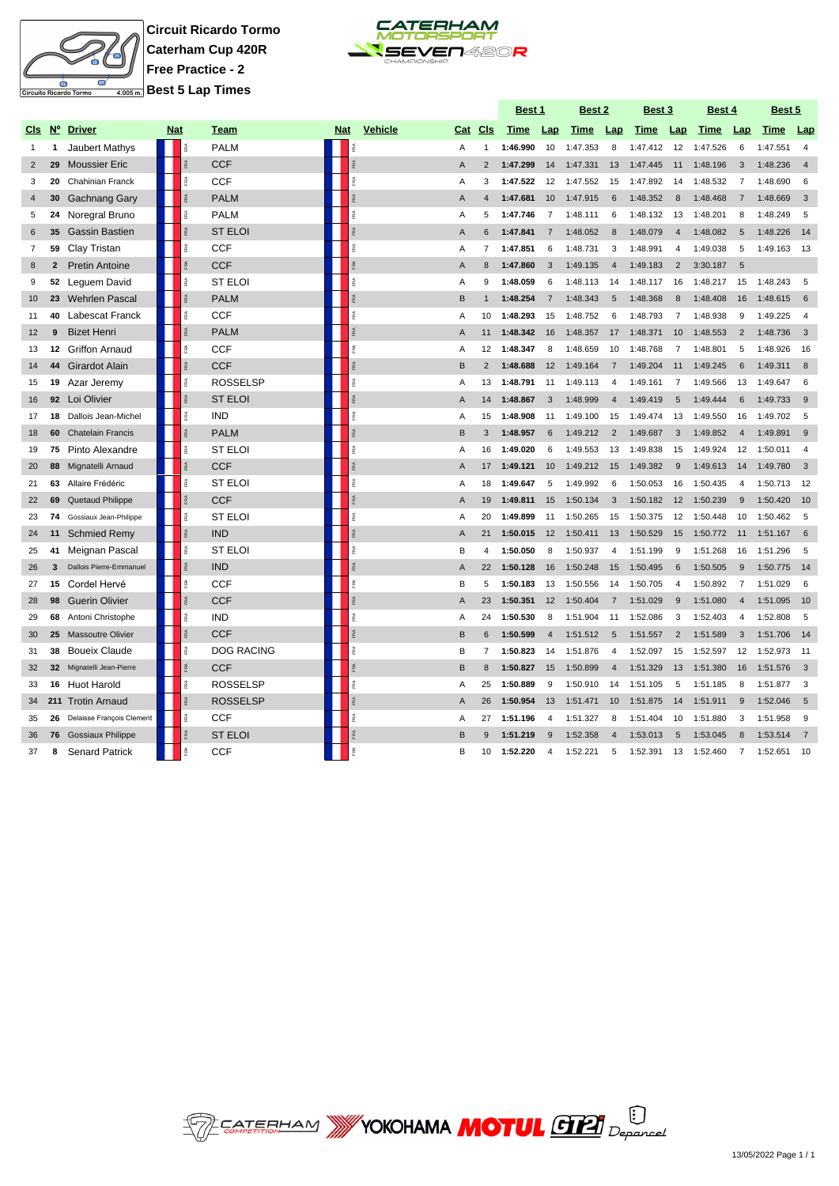**Circuit Ricardo Tormo**
**Caterham Cup 420R**
**Free Practice - 2**
**Best 5 Lap Times**

| Cls | Nº | Driver | Nat | Team | Nat | Vehicle | Cat | Cls | Best 1 Time | Lap | Best 2 Time | Lap | Best 3 Time | Lap | Best 4 Time | Lap | Best 5 Time | Lap |
|---|---|---|---|---|---|---|---|---|---|---|---|---|---|---|---|---|---|---|
| 1 | 1 | Jaubert Mathys | FRA | PALM | FRA | | A | 1 | **1:46.990** | 10 | 1:47.353 | 8 | 1:47.412 | 12 | 1:47.526 | 6 | 1:47.551 | 4 |
| 2 | 29 | Moussier Eric | FRA | CCF | FRA | | A | 2 | **1:47.299** | 14 | 1:47.331 | 13 | 1:47.445 | 11 | 1:48.196 | 3 | 1:48.236 | 4 |
| 3 | 20 | Chahinian Franck | FRA | CCF | FRA | | A | 3 | **1:47.522** | 12 | 1:47.552 | 15 | 1:47.892 | 14 | 1:48.532 | 7 | 1:48.690 | 6 |
| 4 | 30 | Gachnang Gary | FRA | PALM | FRA | | A | 4 | **1:47.681** | 10 | 1:47.915 | 6 | 1:48.352 | 8 | 1:48.468 | 7 | 1:48.669 | 3 |
| 5 | 24 | Noregral Bruno | FRA | PALM | FRA | | A | 5 | **1:47.746** | 7 | 1:48.111 | 6 | 1:48.132 | 13 | 1:48.201 | 8 | 1:48.249 | 5 |
| 6 | 35 | Gassin Bastien | FRA | ST ELOI | FRA | | A | 6 | **1:47.841** | 7 | 1:48.052 | 8 | 1:48.079 | 4 | 1:48.082 | 5 | 1:48.226 | 14 |
| 7 | 59 | Clay Tristan | FRA | CCF | FRA | | A | 7 | **1:47.851** | 6 | 1:48.731 | 3 | 1:48.991 | 4 | 1:49.038 | 5 | 1:49.163 | 13 |
| 8 | 2 | Pretin Antoine | FRA | CCF | FRA | | A | 8 | **1:47.860** | 3 | 1:49.135 | 4 | 1:49.183 | 2 | 3:30.187 | 5 | | |
| 9 | 52 | Leguem David | FRA | ST ELOI | FRA | | A | 9 | **1:48.059** | 6 | 1:48.113 | 14 | 1:48.117 | 16 | 1:48.217 | 15 | 1:48.243 | 5 |
| 10 | 23 | Wehrlen Pascal | FRA | PALM | FRA | | B | 1 | **1:48.254** | 7 | 1:48.343 | 5 | 1:48.368 | 8 | 1:48.408 | 16 | 1:48.615 | 6 |
| 11 | 40 | Labescat Franck | FRA | CCF | FRA | | A | 10 | **1:48.293** | 15 | 1:48.752 | 6 | 1:48.793 | 7 | 1:48.938 | 9 | 1:49.225 | 4 |
| 12 | 9 | Bizet Henri | FRA | PALM | FRA | | A | 11 | **1:48.342** | 16 | 1:48.357 | 17 | 1:48.371 | 10 | 1:48.553 | 2 | 1:48.736 | 3 |
| 13 | 12 | Griffon Arnaud | FRA | CCF | FRA | | A | 12 | **1:48.347** | 8 | 1:48.659 | 10 | 1:48.768 | 7 | 1:48.801 | 5 | 1:48.926 | 16 |
| 14 | 44 | Girardot Alain | FRA | CCF | FRA | | B | 2 | **1:48.688** | 12 | 1:49.164 | 7 | 1:49.204 | 11 | 1:49.245 | 6 | 1:49.311 | 8 |
| 15 | 19 | Azar Jeremy | FRA | ROSSELSP | FRA | | A | 13 | **1:48.791** | 11 | 1:49.113 | 4 | 1:49.161 | 7 | 1:49.566 | 13 | 1:49.647 | 6 |
| 16 | 92 | Loi Olivier | FRA | ST ELOI | FRA | | A | 14 | **1:48.867** | 3 | 1:48.999 | 4 | 1:49.419 | 5 | 1:49.444 | 6 | 1:49.733 | 9 |
| 17 | 18 | Dallois Jean-Michel | FRA | IND | FRA | | A | 15 | **1:48.908** | 11 | 1:49.100 | 15 | 1:49.474 | 13 | 1:49.550 | 16 | 1:49.702 | 5 |
| 18 | 60 | Chatelain Francis | FRA | PALM | FRA | | B | 3 | **1:48.957** | 6 | 1:49.212 | 2 | 1:49.687 | 3 | 1:49.852 | 4 | 1:49.891 | 9 |
| 19 | 75 | Pinto Alexandre | FRA | ST ELOI | FRA | | A | 16 | **1:49.020** | 6 | 1:49.553 | 13 | 1:49.838 | 15 | 1:49.924 | 12 | 1:50.011 | 4 |
| 20 | 88 | Mignatelli Arnaud | FRA | CCF | FRA | | A | 17 | **1:49.121** | 10 | 1:49.212 | 15 | 1:49.382 | 9 | 1:49.613 | 14 | 1:49.780 | 3 |
| 21 | 63 | Allaire Frédéric | FRA | ST ELOI | FRA | | A | 18 | **1:49.647** | 5 | 1:49.992 | 6 | 1:50.053 | 16 | 1:50.435 | 4 | 1:50.713 | 12 |
| 22 | 69 | Quetaud Philippe | FRA | CCF | FRA | | A | 19 | **1:49.811** | 15 | 1:50.134 | 3 | 1:50.182 | 12 | 1:50.239 | 9 | 1:50.420 | 10 |
| 23 | 74 | Gossiaux Jean-Philippe | FRA | ST ELOI | FRA | | A | 20 | **1:49.899** | 11 | 1:50.265 | 15 | 1:50.375 | 12 | 1:50.448 | 10 | 1:50.462 | 5 |
| 24 | 11 | Schmied Remy | FRA | IND | FRA | | A | 21 | **1:50.015** | 12 | 1:50.411 | 13 | 1:50.529 | 15 | 1:50.772 | 11 | 1:51.167 | 6 |
| 25 | 41 | Meignan Pascal | FRA | ST ELOI | FRA | | B | 4 | **1:50.050** | 8 | 1:50.937 | 4 | 1:51.199 | 9 | 1:51.268 | 16 | 1:51.296 | 5 |
| 26 | 3 | Dallois Pierre-Emmanuel | FRA | IND | FRA | | A | 22 | **1:50.128** | 16 | 1:50.248 | 15 | 1:50.495 | 6 | 1:50.505 | 9 | 1:50.775 | 14 |
| 27 | 15 | Cordel Hervé | FRA | CCF | FRA | | B | 5 | **1:50.183** | 13 | 1:50.556 | 14 | 1:50.705 | 4 | 1:50.892 | 7 | 1:51.029 | 6 |
| 28 | 98 | Guerin Olivier | FRA | CCF | FRA | | A | 23 | **1:50.351** | 12 | 1:50.404 | 7 | 1:51.029 | 9 | 1:51.080 | 4 | 1:51.095 | 10 |
| 29 | 68 | Antoni Christophe | FRA | IND | FRA | | A | 24 | **1:50.530** | 8 | 1:51.904 | 11 | 1:52.086 | 3 | 1:52.403 | 4 | 1:52.808 | 5 |
| 30 | 25 | Massoutre Olivier | FRA | CCF | FRA | | B | 6 | **1:50.599** | 4 | 1:51.512 | 5 | 1:51.557 | 2 | 1:51.589 | 3 | 1:51.706 | 14 |
| 31 | 38 | Boueix Claude | FRA | DOG RACING | FRA | | B | 7 | **1:50.823** | 14 | 1:51.876 | 4 | 1:52.097 | 15 | 1:52.597 | 12 | 1:52.973 | 11 |
| 32 | 32 | Mignatelli Jean-Pierre | FRA | CCF | FRA | | B | 8 | **1:50.827** | 15 | 1:50.899 | 4 | 1:51.329 | 13 | 1:51.380 | 16 | 1:51.576 | 3 |
| 33 | 16 | Huot Harold | FRA | ROSSELSP | FRA | | A | 25 | **1:50.889** | 9 | 1:50.910 | 14 | 1:51.105 | 5 | 1:51.185 | 8 | 1:51.877 | 3 |
| 34 | 211 | Trotin Arnaud | FRA | ROSSELSP | FRA | | A | 26 | **1:50.954** | 13 | 1:51.471 | 10 | 1:51.875 | 14 | 1:51.911 | 9 | 1:52.046 | 5 |
| 35 | 26 | Delaisse François Clement | FRA | CCF | FRA | | A | 27 | **1:51.196** | 4 | 1:51.327 | 8 | 1:51.404 | 10 | 1:51.880 | 3 | 1:51.958 | 9 |
| 36 | 76 | Gossiaux Philippe | FRA | ST ELOI | FRA | | B | 9 | **1:51.219** | 9 | 1:52.358 | 4 | 1:53.013 | 5 | 1:53.045 | 8 | 1:53.514 | 7 |
| 37 | 8 | Senard Patrick | FRA | CCF | FRA | | B | 10 | **1:52.220** | 4 | 1:52.221 | 5 | 1:52.391 | 13 | 1:52.460 | 7 | 1:52.651 | 10 |

13/05/2022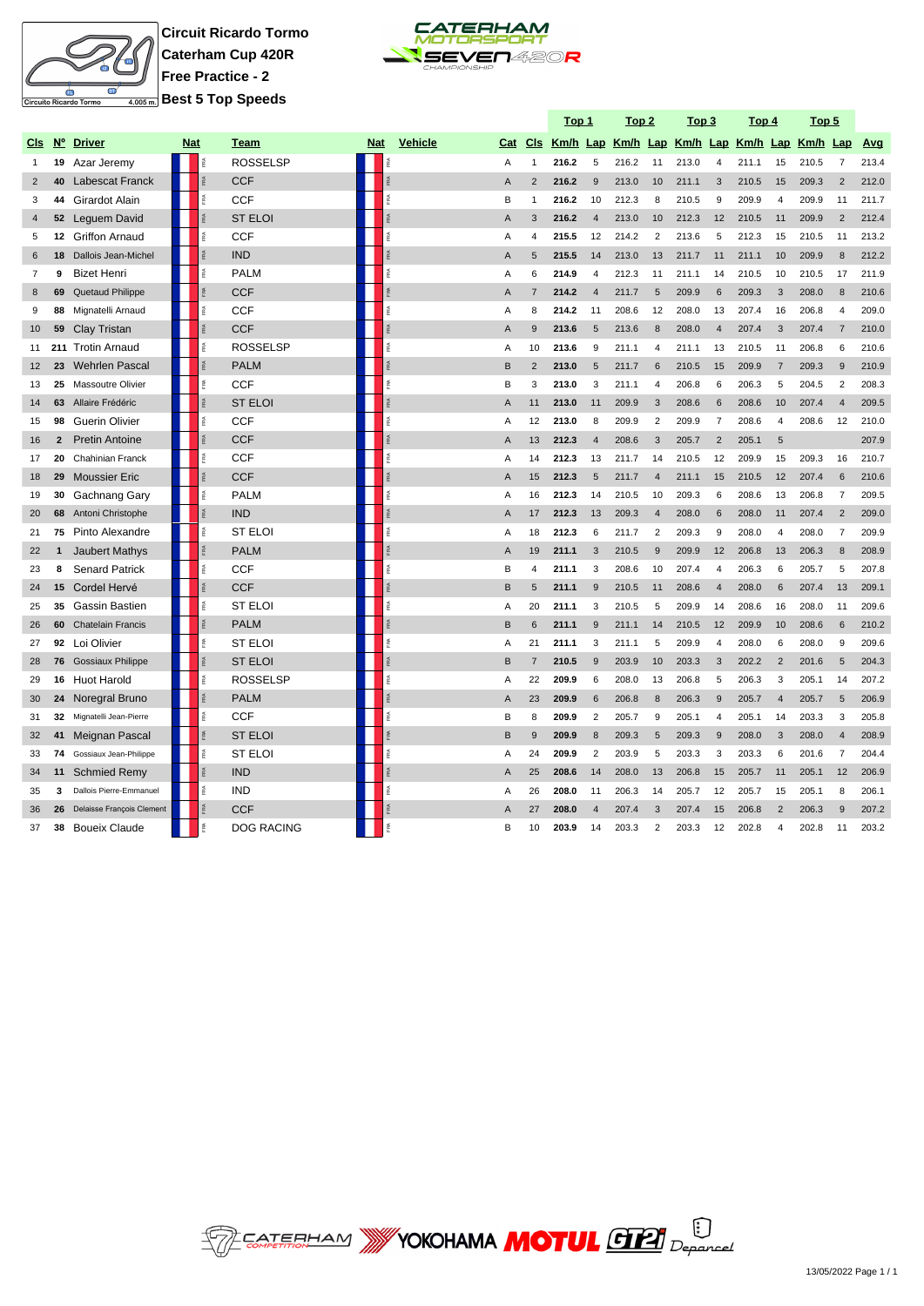**Circuit Ricardo Tormo**
**Caterham Cup 420R**
**Free Practice - 2**
**Best 5 Top Speeds**

| Cls | Nº | Driver | Nat | Team | Nat | Vehicle | Cat | Cls | Top 1 Km/h | Lap | Top 2 Km/h | Lap | Top 3 Km/h | Lap | Top 4 Km/h | Lap | Top 5 Km/h | Lap | Avg |
|---|---|---|---|---|---|---|---|---|---|---|---|---|---|---|---|---|---|---|---|
| 1 | 19 | Azar Jeremy | FRA | ROSSELSP | FRA | | A | 1 | 216.2 | 5 | 216.2 | 11 | 213.0 | 4 | 211.1 | 15 | 210.5 | 7 | 213.4 |
| 2 | 40 | Labescat Franck | FRA | CCF | FRA | | A | 2 | 216.2 | 9 | 213.0 | 10 | 211.1 | 3 | 210.5 | 15 | 209.3 | 2 | 212.0 |
| 3 | 44 | Girardot Alain | FRA | CCF | FRA | | B | 1 | 216.2 | 10 | 212.3 | 8 | 210.5 | 9 | 209.9 | 4 | 209.9 | 11 | 211.7 |
| 4 | 52 | Leguem David | FRA | ST ELOI | FRA | | A | 3 | 216.2 | 4 | 213.0 | 10 | 212.3 | 12 | 210.5 | 11 | 209.9 | 2 | 212.4 |
| 5 | 12 | Griffon Arnaud | FRA | CCF | FRA | | A | 4 | 215.5 | 12 | 214.2 | 2 | 213.6 | 5 | 212.3 | 15 | 210.5 | 11 | 213.2 |
| 6 | 18 | Dallois Jean-Michel | FRA | IND | FRA | | A | 5 | 215.5 | 14 | 213.0 | 13 | 211.7 | 11 | 211.1 | 10 | 209.9 | 8 | 212.2 |
| 7 | 9 | Bizet Henri | FRA | PALM | FRA | | A | 6 | 214.9 | 4 | 212.3 | 11 | 211.1 | 14 | 210.5 | 10 | 210.5 | 17 | 211.9 |
| 8 | 69 | Quetaud Philippe | FRA | CCF | FRA | | A | 7 | 214.2 | 4 | 211.7 | 5 | 209.9 | 6 | 209.3 | 3 | 208.0 | 8 | 210.6 |
| 9 | 88 | Mignatelli Arnaud | FRA | CCF | FRA | | A | 8 | 214.2 | 11 | 208.6 | 12 | 208.0 | 13 | 207.4 | 16 | 206.8 | 4 | 209.0 |
| 10 | 59 | Clay Tristan | FRA | CCF | FRA | | A | 9 | 213.6 | 5 | 213.6 | 8 | 208.0 | 4 | 207.4 | 3 | 207.4 | 7 | 210.0 |
| 11 | 211 | Trotin Arnaud | FRA | ROSSELSP | FRA | | A | 10 | 213.6 | 9 | 211.1 | 4 | 211.1 | 13 | 210.5 | 11 | 206.8 | 6 | 210.6 |
| 12 | 23 | Wehrlen Pascal | FRA | PALM | FRA | | B | 2 | 213.0 | 5 | 211.7 | 6 | 210.5 | 15 | 209.9 | 7 | 209.3 | 9 | 210.9 |
| 13 | 25 | Massoutre Olivier | FRA | CCF | FRA | | B | 3 | 213.0 | 3 | 211.1 | 4 | 206.8 | 6 | 206.3 | 5 | 204.5 | 2 | 208.3 |
| 14 | 63 | Allaire Frédéric | FRA | ST ELOI | FRA | | A | 11 | 213.0 | 11 | 209.9 | 3 | 208.6 | 6 | 208.6 | 10 | 207.4 | 4 | 209.5 |
| 15 | 98 | Guerin Olivier | FRA | CCF | FRA | | A | 12 | 213.0 | 8 | 209.9 | 2 | 209.9 | 7 | 208.6 | 4 | 208.6 | 12 | 210.0 |
| 16 | 2 | Pretin Antoine | FRA | CCF | FRA | | A | 13 | 212.3 | 4 | 208.6 | 3 | 205.7 | 2 | 205.1 | 5 | | | 207.9 |
| 17 | 20 | Chahinian Franck | FRA | CCF | FRA | | A | 14 | 212.3 | 13 | 211.7 | 14 | 210.5 | 12 | 209.9 | 15 | 209.3 | 16 | 210.7 |
| 18 | 29 | Moussier Eric | FRA | CCF | FRA | | A | 15 | 212.3 | 5 | 211.7 | 4 | 211.1 | 15 | 210.5 | 12 | 207.4 | 6 | 210.6 |
| 19 | 30 | Gachnang Gary | FRA | PALM | FRA | | A | 16 | 212.3 | 14 | 210.5 | 10 | 209.3 | 6 | 208.6 | 13 | 206.8 | 7 | 209.5 |
| 20 | 68 | Antoni Christophe | FRA | IND | FRA | | A | 17 | 212.3 | 13 | 209.3 | 4 | 208.0 | 6 | 208.0 | 11 | 207.4 | 2 | 209.0 |
| 21 | 75 | Pinto Alexandre | FRA | ST ELOI | FRA | | A | 18 | 212.3 | 6 | 211.7 | 2 | 209.3 | 9 | 208.0 | 4 | 208.0 | 7 | 209.9 |
| 22 | 1 | Jaubert Mathys | FRA | PALM | FRA | | A | 19 | 211.1 | 3 | 210.5 | 9 | 209.9 | 12 | 206.8 | 13 | 206.3 | 8 | 208.9 |
| 23 | 8 | Senard Patrick | FRA | CCF | FRA | | B | 4 | 211.1 | 3 | 208.6 | 10 | 207.4 | 4 | 206.3 | 6 | 205.7 | 5 | 207.8 |
| 24 | 15 | Cordel Hervé | FRA | CCF | FRA | | B | 5 | 211.1 | 9 | 210.5 | 11 | 208.6 | 4 | 208.0 | 6 | 207.4 | 13 | 209.1 |
| 25 | 35 | Gassin Bastien | FRA | ST ELOI | FRA | | A | 20 | 211.1 | 3 | 210.5 | 5 | 209.9 | 14 | 208.6 | 16 | 208.0 | 11 | 209.6 |
| 26 | 60 | Chatelain Francis | FRA | PALM | FRA | | B | 6 | 211.1 | 9 | 211.1 | 14 | 210.5 | 12 | 209.9 | 10 | 208.6 | 6 | 210.2 |
| 27 | 92 | Loi Olivier | FRA | ST ELOI | FRA | | A | 21 | 211.1 | 3 | 211.1 | 5 | 209.9 | 4 | 208.0 | 6 | 208.0 | 9 | 209.6 |
| 28 | 76 | Gossiaux Philippe | FRA | ST ELOI | FRA | | B | 7 | 210.5 | 9 | 203.9 | 10 | 203.3 | 3 | 202.2 | 2 | 201.6 | 5 | 204.3 |
| 29 | 16 | Huot Harold | FRA | ROSSELSP | FRA | | A | 22 | 209.9 | 6 | 208.0 | 13 | 206.8 | 5 | 206.3 | 3 | 205.1 | 14 | 207.2 |
| 30 | 24 | Noregral Bruno | FRA | PALM | FRA | | A | 23 | 209.9 | 6 | 206.8 | 8 | 206.3 | 9 | 205.7 | 4 | 205.7 | 5 | 206.9 |
| 31 | 32 | Mignatelli Jean-Pierre | FRA | CCF | FRA | | B | 8 | 209.9 | 2 | 205.7 | 9 | 205.1 | 4 | 205.1 | 14 | 203.3 | 3 | 205.8 |
| 32 | 41 | Meignan Pascal | FRA | ST ELOI | FRA | | B | 9 | 209.9 | 8 | 209.3 | 5 | 209.3 | 9 | 208.0 | 3 | 208.0 | 4 | 208.9 |
| 33 | 74 | Gossiaux Jean-Philippe | FRA | ST ELOI | FRA | | A | 24 | 209.9 | 2 | 203.9 | 5 | 203.3 | 3 | 203.3 | 6 | 201.6 | 7 | 204.4 |
| 34 | 11 | Schmied Remy | FRA | IND | FRA | | A | 25 | 208.6 | 14 | 208.0 | 13 | 206.8 | 15 | 205.7 | 11 | 205.1 | 12 | 206.9 |
| 35 | 3 | Dallois Pierre-Emmanuel | FRA | IND | FRA | | A | 26 | 208.0 | 11 | 206.3 | 14 | 205.7 | 12 | 205.7 | 15 | 205.1 | 8 | 206.1 |
| 36 | 26 | Delaisse François Clement | FRA | CCF | FRA | | A | 27 | 208.0 | 4 | 207.4 | 3 | 207.4 | 15 | 206.8 | 2 | 206.3 | 9 | 207.2 |
| 37 | 38 | Boueix Claude | FRA | DOG RACING | FRA | | B | 10 | 203.9 | 14 | 203.3 | 2 | 203.3 | 12 | 202.8 | 4 | 202.8 | 11 | 203.2 |

13/05/2022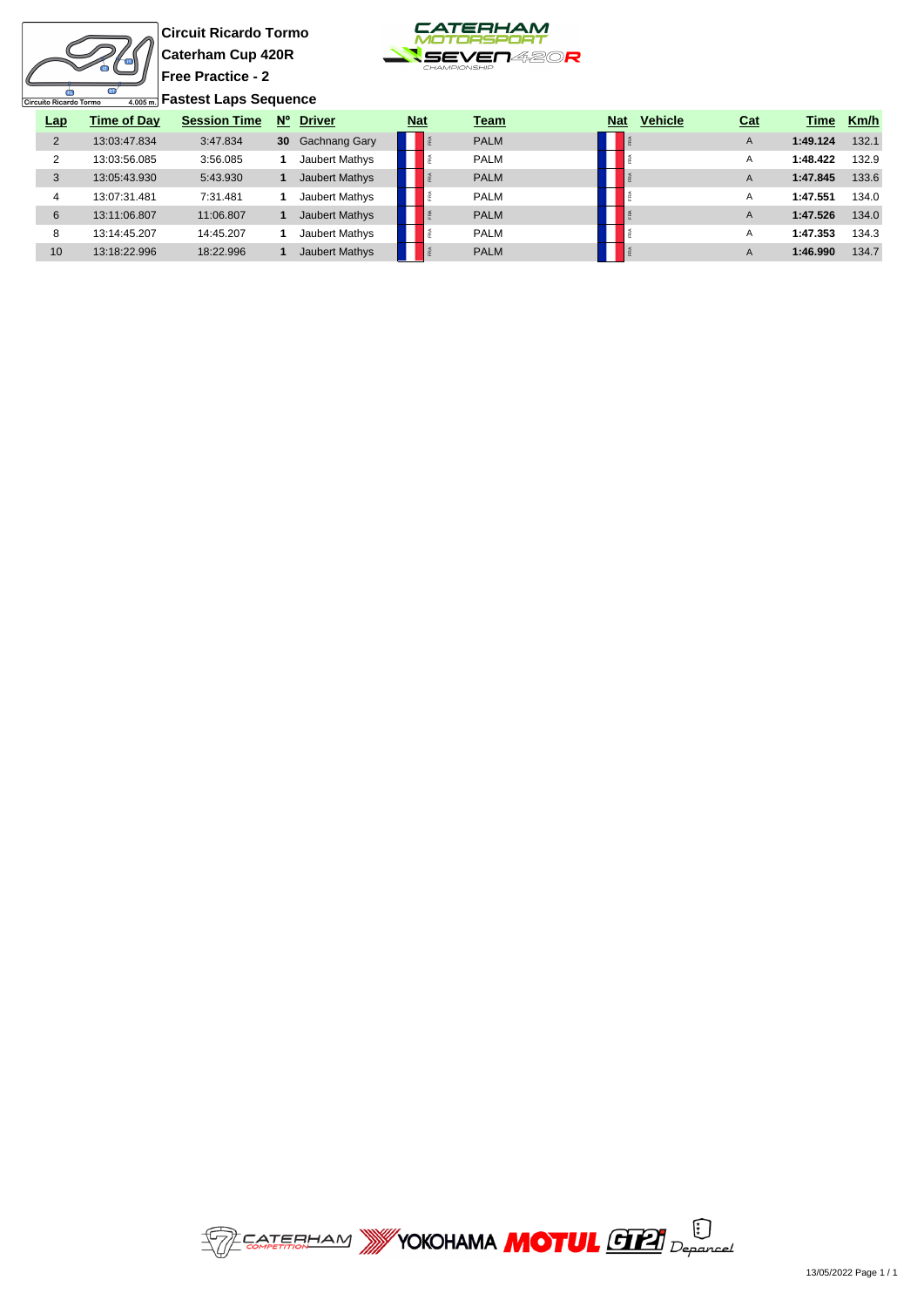**Circuit Ricardo Tormo**

**Caterham Cup 420R**

**Free Practice - 2**

**Fastest Laps Sequence**

| Lap | Time of Day | Session Time | Nº | Driver | Nat | Team | Nat | Vehicle | Cat | Time | Km/h |
|---|---|---|---|---|---|---|---|---|---|---|---|
| 2 | 13:03:47.834 | 3:47.834 | **30** | Gachnang Gary | FRA | PALM | FRA | | A | **1:49.124** | 132.1 |
| 2 | 13:03:56.085 | 3:56.085 | **1** | Jaubert Mathys | FRA | PALM | FRA | | A | **1:48.422** | 132.9 |
| 3 | 13:05:43.930 | 5:43.930 | **1** | Jaubert Mathys | FRA | PALM | FRA | | A | **1:47.845** | 133.6 |
| 4 | 13:07:31.481 | 7:31.481 | **1** | Jaubert Mathys | FRA | PALM | FRA | | A | **1:47.551** | 134.0 |
| 6 | 13:11:06.807 | 11:06.807 | **1** | Jaubert Mathys | FRA | PALM | FRA | | A | **1:47.526** | 134.0 |
| 8 | 13:14:45.207 | 14:45.207 | **1** | Jaubert Mathys | FRA | PALM | FRA | | A | **1:47.353** | 134.3 |
| 10 | 13:18:22.996 | 18:22.996 | **1** | Jaubert Mathys | FRA | PALM | FRA | | A | **1:46.990** | 134.7 |

13/05/2022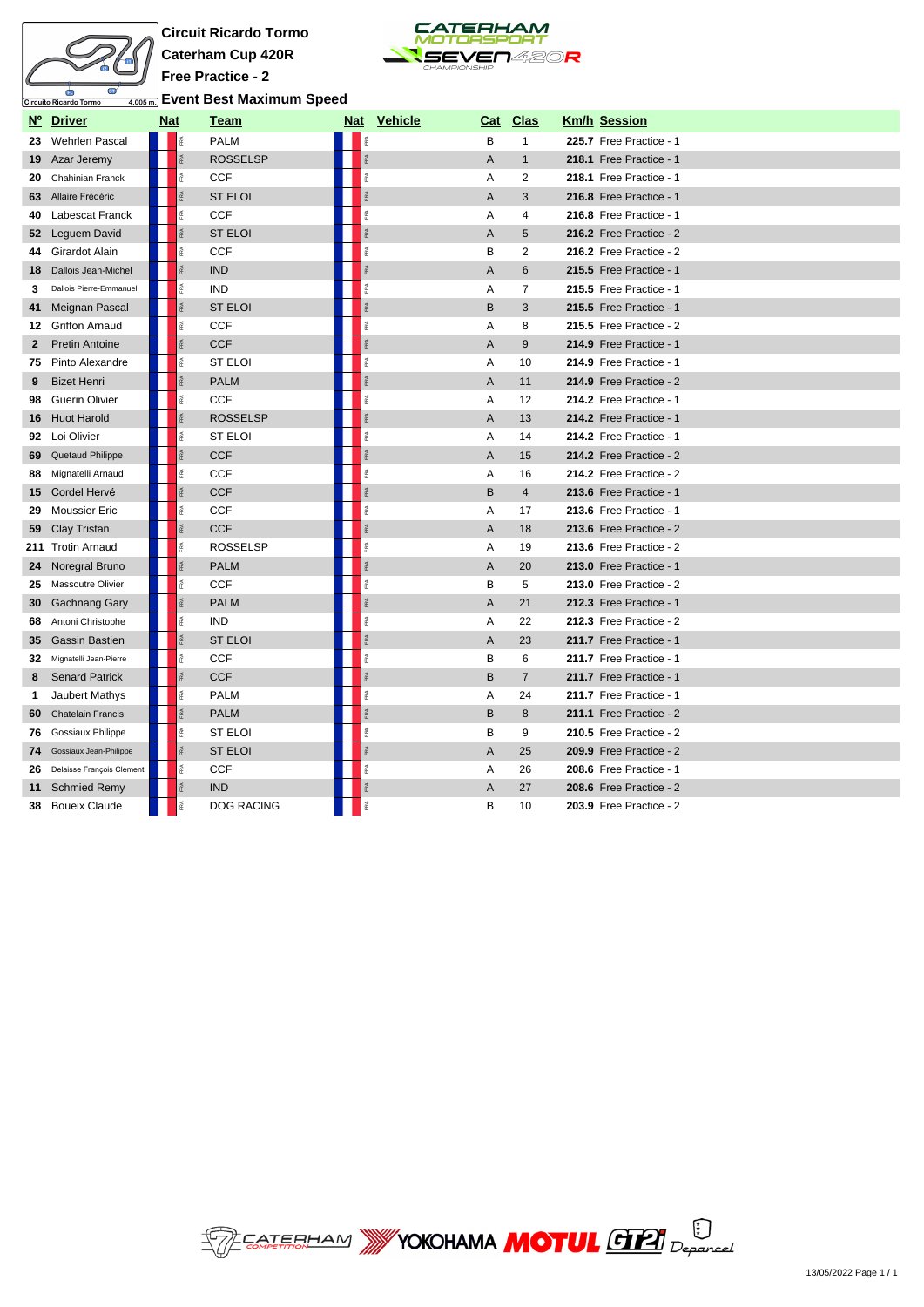**Circuit Ricardo Tormo**

**Caterham Cup 420R**

**Free Practice - 2**

**Event Best Maximum Speed**

| Nº | Driver | Nat | Team | Nat | Vehicle | Cat | Clas | Km/h | Session |
|---|---|---|---|---|---|---|---|---|---|
| 23 | Wehrlen Pascal | FRA | PALM | FRA | | B | 1 | **225.7** | Free Practice - 1 |
| 19 | Azar Jeremy | FRA | ROSSELSP | FRA | | A | 1 | **218.1** | Free Practice - 1 |
| 20 | Chahinian Franck | FRA | CCF | FRA | | A | 2 | **218.1** | Free Practice - 1 |
| 63 | Allaire Frédéric | FRA | ST ELOI | FRA | | A | 3 | **216.8** | Free Practice - 1 |
| 40 | Labescat Franck | FRA | CCF | FRA | | A | 4 | **216.8** | Free Practice - 1 |
| 52 | Leguem David | FRA | ST ELOI | FRA | | A | 5 | **216.2** | Free Practice - 2 |
| 44 | Girardot Alain | FRA | CCF | FRA | | B | 2 | **216.2** | Free Practice - 2 |
| 18 | Dallois Jean-Michel | FRA | IND | FRA | | A | 6 | **215.5** | Free Practice - 1 |
| 3 | Dallois Pierre-Emmanuel | FRA | IND | FRA | | A | 7 | **215.5** | Free Practice - 1 |
| 41 | Meignan Pascal | FRA | ST ELOI | FRA | | B | 3 | **215.5** | Free Practice - 1 |
| 12 | Griffon Arnaud | FRA | CCF | FRA | | A | 8 | **215.5** | Free Practice - 2 |
| 2 | Pretin Antoine | FRA | CCF | FRA | | A | 9 | **214.9** | Free Practice - 1 |
| 75 | Pinto Alexandre | FRA | ST ELOI | FRA | | A | 10 | **214.9** | Free Practice - 1 |
| 9 | Bizet Henri | FRA | PALM | FRA | | A | 11 | **214.9** | Free Practice - 2 |
| 98 | Guerin Olivier | FRA | CCF | FRA | | A | 12 | **214.2** | Free Practice - 1 |
| 16 | Huot Harold | FRA | ROSSELSP | FRA | | A | 13 | **214.2** | Free Practice - 1 |
| 92 | Loi Olivier | FRA | ST ELOI | FRA | | A | 14 | **214.2** | Free Practice - 1 |
| 69 | Quetaud Philippe | FRA | CCF | FRA | | A | 15 | **214.2** | Free Practice - 2 |
| 88 | Mignatelli Arnaud | FRA | CCF | FRA | | A | 16 | **214.2** | Free Practice - 2 |
| 15 | Cordel Hervé | FRA | CCF | FRA | | B | 4 | **213.6** | Free Practice - 1 |
| 29 | Moussier Eric | FRA | CCF | FRA | | A | 17 | **213.6** | Free Practice - 1 |
| 59 | Clay Tristan | FRA | CCF | FRA | | A | 18 | **213.6** | Free Practice - 2 |
| 211 | Trotin Arnaud | FRA | ROSSELSP | FRA | | A | 19 | **213.6** | Free Practice - 2 |
| 24 | Noregral Bruno | FRA | PALM | FRA | | A | 20 | **213.0** | Free Practice - 1 |
| 25 | Massoutre Olivier | FRA | CCF | FRA | | B | 5 | **213.0** | Free Practice - 2 |
| 30 | Gachnang Gary | FRA | PALM | FRA | | A | 21 | **212.3** | Free Practice - 1 |
| 68 | Antoni Christophe | FRA | IND | FRA | | A | 22 | **212.3** | Free Practice - 2 |
| 35 | Gassin Bastien | FRA | ST ELOI | FRA | | A | 23 | **211.7** | Free Practice - 1 |
| 32 | Mignatelli Jean-Pierre | FRA | CCF | FRA | | B | 6 | **211.7** | Free Practice - 1 |
| 8 | Senard Patrick | FRA | CCF | FRA | | B | 7 | **211.7** | Free Practice - 1 |
| 1 | Jaubert Mathys | FRA | PALM | FRA | | A | 24 | **211.7** | Free Practice - 1 |
| 60 | Chatelain Francis | FRA | PALM | FRA | | B | 8 | **211.1** | Free Practice - 2 |
| 76 | Gossiaux Philippe | FRA | ST ELOI | FRA | | B | 9 | **210.5** | Free Practice - 2 |
| 74 | Gossiaux Jean-Philippe | FRA | ST ELOI | FRA | | A | 25 | **209.9** | Free Practice - 2 |
| 26 | Delaisse François Clement | FRA | CCF | FRA | | A | 26 | **208.6** | Free Practice - 1 |
| 11 | Schmied Remy | FRA | IND | FRA | | A | 27 | **208.6** | Free Practice - 2 |
| 38 | Boueix Claude | FRA | DOG RACING | FRA | | B | 10 | **203.9** | Free Practice - 2 |

13/05/2022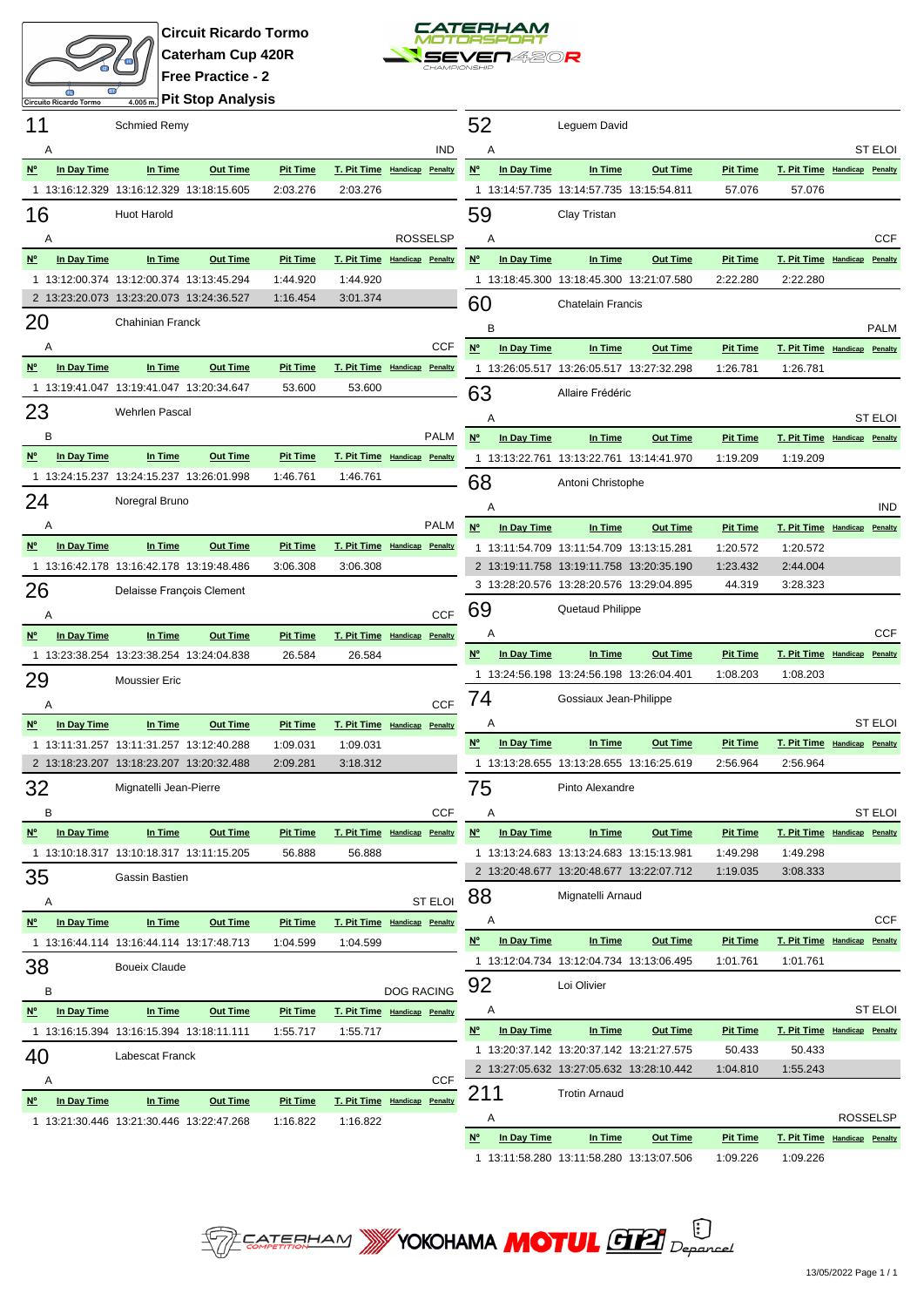# Circuit Ricardo Tormo
## Caterham Cup 420R
## Free Practice - 2
## Pit Stop Analysis

### 11 Schmied Remy
A — IND

| Nº | In Day Time | In Time | Out Time | Pit Time | T. Pit Time | Handicap | Penalty |
|---|---|---|---|---|---|---|---|
| 1 | 13:16:12.329 | 13:16:12.329 | 13:18:15.605 | 2:03.276 | 2:03.276 | | |

### 16 Huot Harold
A — ROSSELSP

| Nº | In Day Time | In Time | Out Time | Pit Time | T. Pit Time | Handicap | Penalty |
|---|---|---|---|---|---|---|---|
| 1 | 13:12:00.374 | 13:12:00.374 | 13:13:45.294 | 1:44.920 | 1:44.920 | | |
| 2 | 13:23:20.073 | 13:23:20.073 | 13:24:36.527 | 1:16.454 | 3:01.374 | | |

### 20 Chahinian Franck
A — CCF

| Nº | In Day Time | In Time | Out Time | Pit Time | T. Pit Time | Handicap | Penalty |
|---|---|---|---|---|---|---|---|
| 1 | 13:19:41.047 | 13:19:41.047 | 13:20:34.647 | 53.600 | 53.600 | | |

### 23 Wehrlen Pascal
B — PALM

| Nº | In Day Time | In Time | Out Time | Pit Time | T. Pit Time | Handicap | Penalty |
|---|---|---|---|---|---|---|---|
| 1 | 13:24:15.237 | 13:24:15.237 | 13:26:01.998 | 1:46.761 | 1:46.761 | | |

### 24 Noregral Bruno
A — PALM

| Nº | In Day Time | In Time | Out Time | Pit Time | T. Pit Time | Handicap | Penalty |
|---|---|---|---|---|---|---|---|
| 1 | 13:16:42.178 | 13:16:42.178 | 13:19:48.486 | 3:06.308 | 3:06.308 | | |

### 26 Delaisse François Clement
A — CCF

| Nº | In Day Time | In Time | Out Time | Pit Time | T. Pit Time | Handicap | Penalty |
|---|---|---|---|---|---|---|---|
| 1 | 13:23:38.254 | 13:23:38.254 | 13:24:04.838 | 26.584 | 26.584 | | |

### 29 Moussier Eric
A — CCF

| Nº | In Day Time | In Time | Out Time | Pit Time | T. Pit Time | Handicap | Penalty |
|---|---|---|---|---|---|---|---|
| 1 | 13:11:31.257 | 13:11:31.257 | 13:12:40.288 | 1:09.031 | 1:09.031 | | |
| 2 | 13:18:23.207 | 13:18:23.207 | 13:20:32.488 | 2:09.281 | 3:18.312 | | |

### 32 Mignatelli Jean-Pierre
B — CCF

| Nº | In Day Time | In Time | Out Time | Pit Time | T. Pit Time | Handicap | Penalty |
|---|---|---|---|---|---|---|---|
| 1 | 13:10:18.317 | 13:10:18.317 | 13:11:15.205 | 56.888 | 56.888 | | |

### 35 Gassin Bastien
A — ST ELOI

| Nº | In Day Time | In Time | Out Time | Pit Time | T. Pit Time | Handicap | Penalty |
|---|---|---|---|---|---|---|---|
| 1 | 13:16:44.114 | 13:16:44.114 | 13:17:48.713 | 1:04.599 | 1:04.599 | | |

### 38 Boueix Claude
B — DOG RACING

| Nº | In Day Time | In Time | Out Time | Pit Time | T. Pit Time | Handicap | Penalty |
|---|---|---|---|---|---|---|---|
| 1 | 13:16:15.394 | 13:16:15.394 | 13:18:11.111 | 1:55.717 | 1:55.717 | | |

### 40 Labescat Franck
A — CCF

| Nº | In Day Time | In Time | Out Time | Pit Time | T. Pit Time | Handicap | Penalty |
|---|---|---|---|---|---|---|---|
| 1 | 13:21:30.446 | 13:21:30.446 | 13:22:47.268 | 1:16.822 | 1:16.822 | | |

### 52 Leguem David
A — ST ELOI

| Nº | In Day Time | In Time | Out Time | Pit Time | T. Pit Time | Handicap | Penalty |
|---|---|---|---|---|---|---|---|
| 1 | 13:14:57.735 | 13:14:57.735 | 13:15:54.811 | 57.076 | 57.076 | | |

### 59 Clay Tristan
A — CCF

| Nº | In Day Time | In Time | Out Time | Pit Time | T. Pit Time | Handicap | Penalty |
|---|---|---|---|---|---|---|---|
| 1 | 13:18:45.300 | 13:18:45.300 | 13:21:07.580 | 2:22.280 | 2:22.280 | | |

### 60 Chatelain Francis
B — PALM

| Nº | In Day Time | In Time | Out Time | Pit Time | T. Pit Time | Handicap | Penalty |
|---|---|---|---|---|---|---|---|
| 1 | 13:26:05.517 | 13:26:05.517 | 13:27:32.298 | 1:26.781 | 1:26.781 | | |

### 63 Allaire Frédéric
A — ST ELOI

| Nº | In Day Time | In Time | Out Time | Pit Time | T. Pit Time | Handicap | Penalty |
|---|---|---|---|---|---|---|---|
| 1 | 13:13:22.761 | 13:13:22.761 | 13:14:41.970 | 1:19.209 | 1:19.209 | | |

### 68 Antoni Christophe
A — IND

| Nº | In Day Time | In Time | Out Time | Pit Time | T. Pit Time | Handicap | Penalty |
|---|---|---|---|---|---|---|---|
| 1 | 13:11:54.709 | 13:11:54.709 | 13:13:15.281 | 1:20.572 | 1:20.572 | | |
| 2 | 13:19:11.758 | 13:19:11.758 | 13:20:35.190 | 1:23.432 | 2:44.004 | | |
| 3 | 13:28:20.576 | 13:28:20.576 | 13:29:04.895 | 44.319 | 3:28.323 | | |

### 69 Quetaud Philippe
A — CCF

| Nº | In Day Time | In Time | Out Time | Pit Time | T. Pit Time | Handicap | Penalty |
|---|---|---|---|---|---|---|---|
| 1 | 13:24:56.198 | 13:24:56.198 | 13:26:04.401 | 1:08.203 | 1:08.203 | | |

### 74 Gossiaux Jean-Philippe
A — ST ELOI

| Nº | In Day Time | In Time | Out Time | Pit Time | T. Pit Time | Handicap | Penalty |
|---|---|---|---|---|---|---|---|
| 1 | 13:13:28.655 | 13:13:28.655 | 13:16:25.619 | 2:56.964 | 2:56.964 | | |

### 75 Pinto Alexandre
A — ST ELOI

| Nº | In Day Time | In Time | Out Time | Pit Time | T. Pit Time | Handicap | Penalty |
|---|---|---|---|---|---|---|---|
| 1 | 13:13:24.683 | 13:13:24.683 | 13:15:13.981 | 1:49.298 | 1:49.298 | | |
| 2 | 13:20:48.677 | 13:20:48.677 | 13:22:07.712 | 1:19.035 | 3:08.333 | | |

### 88 Mignatelli Arnaud
A — CCF

| Nº | In Day Time | In Time | Out Time | Pit Time | T. Pit Time | Handicap | Penalty |
|---|---|---|---|---|---|---|---|
| 1 | 13:12:04.734 | 13:12:04.734 | 13:13:06.495 | 1:01.761 | 1:01.761 | | |

### 92 Loi Olivier
A — ST ELOI

| Nº | In Day Time | In Time | Out Time | Pit Time | T. Pit Time | Handicap | Penalty |
|---|---|---|---|---|---|---|---|
| 1 | 13:20:37.142 | 13:20:37.142 | 13:21:27.575 | 50.433 | 50.433 | | |
| 2 | 13:27:05.632 | 13:27:05.632 | 13:28:10.442 | 1:04.810 | 1:55.243 | | |

### 211 Trotin Arnaud
A — ROSSELSP

| Nº | In Day Time | In Time | Out Time | Pit Time | T. Pit Time | Handicap | Penalty |
|---|---|---|---|---|---|---|---|
| 1 | 13:11:58.280 | 13:11:58.280 | 13:13:07.506 | 1:09.226 | 1:09.226 | | |

13/05/2022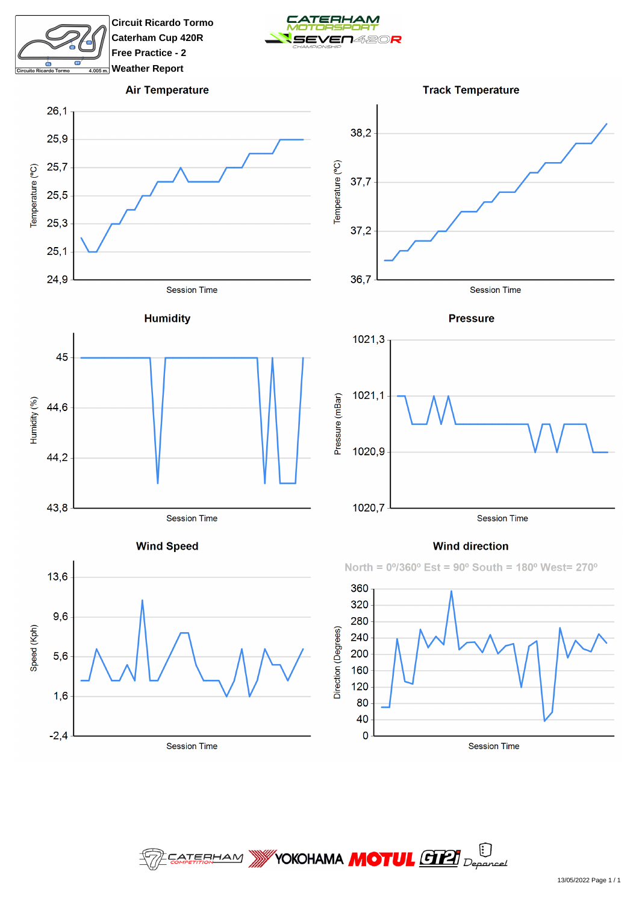Circuit Ricardo Tormo
Caterham Cup 420R
Free Practice - 2
Weather Report

Circuito Ricardo Tormo 4.005 m.

CATERHAM MOTORSPORT SEVEN 420R CHAMPIONSHIP

## Air Temperature

Temperature (°C)

26,1
25,9
25,7
25,5
25,3
25,1
24,9

Session Time

## Track Temperature

Temperature (°C)

38,2
37,7
37,2
36,7

Session Time

## Humidity

Humidity (%)

45
44,6
44,2
43,8

Session Time

## Pressure

Pressure (mBar)

1021,3
1021,1
1020,9
1020,7

Session Time

## Wind Speed

Speed (Kph)

13,6
9,6
5,6
1,6
-2,4

Session Time

## Wind direction

North = 0º/360º Est = 90º South = 180º West= 270º

Direction (Degrees)

360
320
280
240
200
160
120
80
40
0

Session Time

13/05/2022